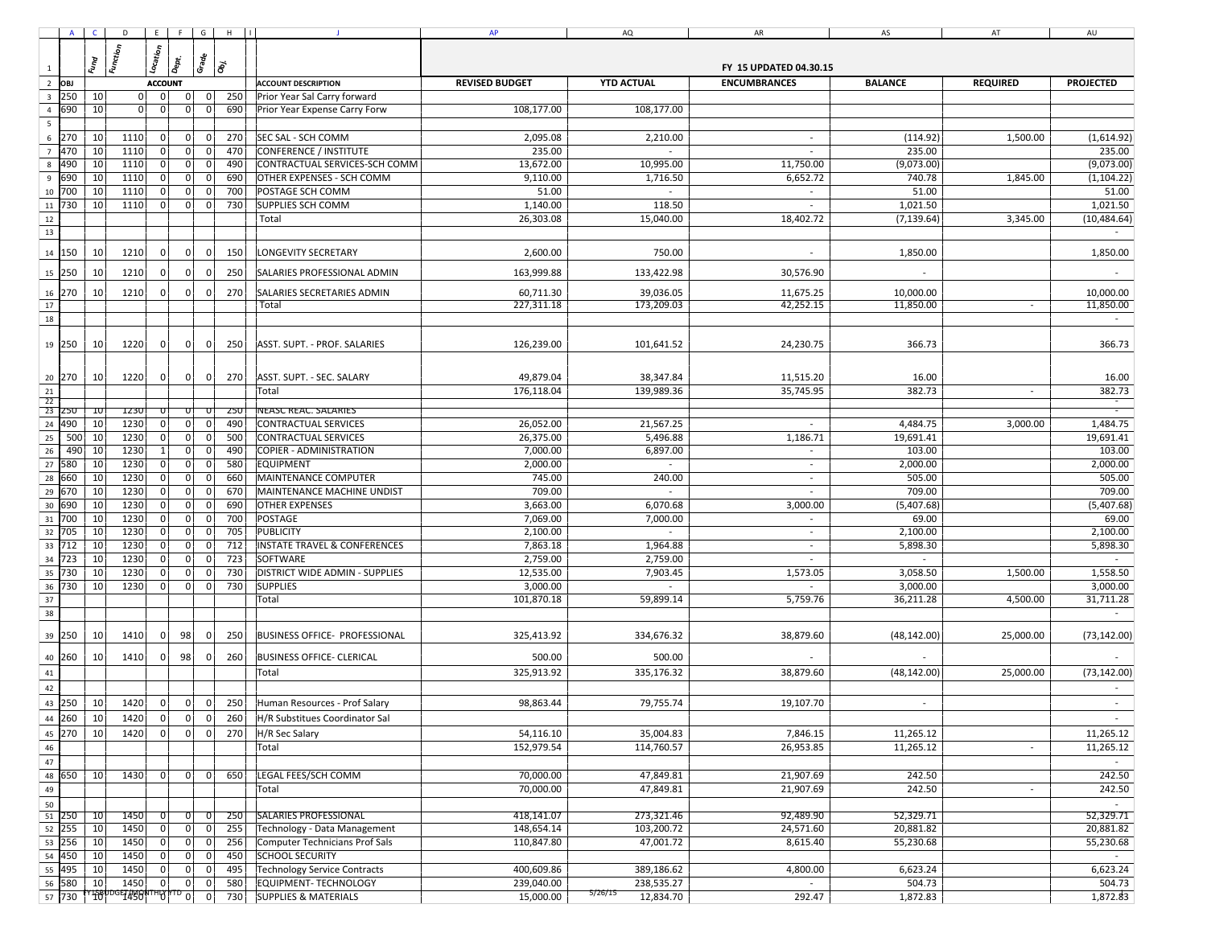| OBJ | Fund | Function | Location | Dept. | Grade | Obj. | ACCOUNT DESCRIPTION | REVISED BUDGET | YTD ACTUAL | ENCUMBRANCES | BALANCE | REQUIRED | PROJECTED |
|---|---|---|---|---|---|---|---|---|---|---|---|---|---|
| | | | | | | | | FY 15 UPDATED 04.30.15 | | | | | |
| 250 | 10 | 0 | 0 | 0 | 0 | 250 | Prior Year Sal Carry forward | | | | | | |
| 690 | 10 | 0 | 0 | 0 | 0 | 690 | Prior Year Expense Carry Forw | 108,177.00 | 108,177.00 | | | | |
| | | | | | | | | | | | | | |
| 270 | 10 | 1110 | 0 | 0 | 0 | 270 | SEC SAL - SCH COMM | 2,095.08 | 2,210.00 | - | (114.92) | 1,500.00 | (1,614.92) |
| 470 | 10 | 1110 | 0 | 0 | 0 | 470 | CONFERENCE / INSTITUTE | 235.00 | - | - | 235.00 | | 235.00 |
| 490 | 10 | 1110 | 0 | 0 | 0 | 490 | CONTRACTUAL SERVICES-SCH COMM | 13,672.00 | 10,995.00 | 11,750.00 | (9,073.00) | | (9,073.00) |
| 690 | 10 | 1110 | 0 | 0 | 0 | 690 | OTHER EXPENSES - SCH COMM | 9,110.00 | 1,716.50 | 6,652.72 | 740.78 | 1,845.00 | (1,104.22) |
| 700 | 10 | 1110 | 0 | 0 | 0 | 700 | POSTAGE SCH COMM | 51.00 | - | - | 51.00 | | 51.00 |
| 730 | 10 | 1110 | 0 | 0 | 0 | 730 | SUPPLIES SCH COMM | 1,140.00 | 118.50 | - | 1,021.50 | | 1,021.50 |
| | | | | | | | Total | 26,303.08 | 15,040.00 | 18,402.72 | (7,139.64) | 3,345.00 | (10,484.64) |
| | | | | | | | | | | | | | - |
| 150 | 10 | 1210 | 0 | 0 | 0 | 150 | LONGEVITY SECRETARY | 2,600.00 | 750.00 | - | 1,850.00 | | 1,850.00 |
| 250 | 10 | 1210 | 0 | 0 | 0 | 250 | SALARIES PROFESSIONAL ADMIN | 163,999.88 | 133,422.98 | 30,576.90 | - | | - |
| 270 | 10 | 1210 | 0 | 0 | 0 | 270 | SALARIES SECRETARIES ADMIN | 60,711.30 | 39,036.05 | 11,675.25 | 10,000.00 | | 10,000.00 |
| | | | | | | | Total | 227,311.18 | 173,209.03 | 42,252.15 | 11,850.00 | - | 11,850.00 |
| | | | | | | | | | | | | | - |
| 250 | 10 | 1220 | 0 | 0 | 0 | 250 | ASST. SUPT. - PROF. SALARIES | 126,239.00 | 101,641.52 | 24,230.75 | 366.73 | | 366.73 |
| 270 | 10 | 1220 | 0 | 0 | 0 | 270 | ASST. SUPT. - SEC. SALARY | 49,879.04 | 38,347.84 | 11,515.20 | 16.00 | | 16.00 |
| | | | | | | | Total | 176,118.04 | 139,989.36 | 35,745.95 | 382.73 | - | 382.73 |
| | | | | | | | | | | | | | - |
| 250 | 10 | 1230 | 0 | 0 | 0 | 250 | NEASC REAC. SALARIES | | | | | | - |
| 490 | 10 | 1230 | 0 | 0 | 0 | 490 | CONTRACTUAL SERVICES | 26,052.00 | 21,567.25 | - | 4,484.75 | 3,000.00 | 1,484.75 |
| 500 | 10 | 1230 | 0 | 0 | 0 | 500 | CONTRACTUAL SERVICES | 26,375.00 | 5,496.88 | 1,186.71 | 19,691.41 | | 19,691.41 |
| 490 | 10 | 1230 | 1 | 0 | 0 | 490 | COPIER - ADMINISTRATION | 7,000.00 | 6,897.00 | - | 103.00 | | 103.00 |
| 580 | 10 | 1230 | 0 | 0 | 0 | 580 | EQUIPMENT | 2,000.00 | - | - | 2,000.00 | | 2,000.00 |
| 660 | 10 | 1230 | 0 | 0 | 0 | 660 | MAINTENANCE COMPUTER | 745.00 | 240.00 | - | 505.00 | | 505.00 |
| 670 | 10 | 1230 | 0 | 0 | 0 | 670 | MAINTENANCE MACHINE UNDIST | 709.00 | - | - | 709.00 | | 709.00 |
| 690 | 10 | 1230 | 0 | 0 | 0 | 690 | OTHER EXPENSES | 3,663.00 | 6,070.68 | 3,000.00 | (5,407.68) | | (5,407.68) |
| 700 | 10 | 1230 | 0 | 0 | 0 | 700 | POSTAGE | 7,069.00 | 7,000.00 | - | 69.00 | | 69.00 |
| 705 | 10 | 1230 | 0 | 0 | 0 | 705 | PUBLICITY | 2,100.00 | - | - | 2,100.00 | | 2,100.00 |
| 712 | 10 | 1230 | 0 | 0 | 0 | 712 | INSTATE TRAVEL & CONFERENCES | 7,863.18 | 1,964.88 | - | 5,898.30 | | 5,898.30 |
| 723 | 10 | 1230 | 0 | 0 | 0 | 723 | SOFTWARE | 2,759.00 | 2,759.00 | - | - | | - |
| 730 | 10 | 1230 | 0 | 0 | 0 | 730 | DISTRICT WIDE ADMIN - SUPPLIES | 12,535.00 | 7,903.45 | 1,573.05 | 3,058.50 | 1,500.00 | 1,558.50 |
| 730 | 10 | 1230 | 0 | 0 | 0 | 730 | SUPPLIES | 3,000.00 | - | - | 3,000.00 | | 3,000.00 |
| | | | | | | | Total | 101,870.18 | 59,899.14 | 5,759.76 | 36,211.28 | 4,500.00 | 31,711.28 |
| | | | | | | | | | | | | | - |
| 250 | 10 | 1410 | 0 | 98 | 0 | 250 | BUSINESS OFFICE- PROFESSIONAL | 325,413.92 | 334,676.32 | 38,879.60 | (48,142.00) | 25,000.00 | (73,142.00) |
| 260 | 10 | 1410 | 0 | 98 | 0 | 260 | BUSINESS OFFICE- CLERICAL | 500.00 | 500.00 | - | - | | - |
| | | | | | | | Total | 325,913.92 | 335,176.32 | 38,879.60 | (48,142.00) | 25,000.00 | (73,142.00) |
| | | | | | | | | | | | | | - |
| 250 | 10 | 1420 | 0 | 0 | 0 | 250 | Human Resources - Prof Salary | 98,863.44 | 79,755.74 | 19,107.70 | - | | - |
| 260 | 10 | 1420 | 0 | 0 | 0 | 260 | H/R Substitues Coordinator Sal | | | | | | - |
| 270 | 10 | 1420 | 0 | 0 | 0 | 270 | H/R Sec Salary | 54,116.10 | 35,004.83 | 7,846.15 | 11,265.12 | | 11,265.12 |
| | | | | | | | Total | 152,979.54 | 114,760.57 | 26,953.85 | 11,265.12 | - | 11,265.12 |
| | | | | | | | | | | | | | - |
| 650 | 10 | 1430 | 0 | 0 | 0 | 650 | LEGAL FEES/SCH COMM | 70,000.00 | 47,849.81 | 21,907.69 | 242.50 | | 242.50 |
| | | | | | | | Total | 70,000.00 | 47,849.81 | 21,907.69 | 242.50 | - | 242.50 |
| | | | | | | | | | | | | | - |
| 250 | 10 | 1450 | 0 | 0 | 0 | 250 | SALARIES PROFESSIONAL | 418,141.07 | 273,321.46 | 92,489.90 | 52,329.71 | | 52,329.71 |
| 255 | 10 | 1450 | 0 | 0 | 0 | 255 | Technology - Data Management | 148,654.14 | 103,200.72 | 24,571.60 | 20,881.82 | | 20,881.82 |
| 256 | 10 | 1450 | 0 | 0 | 0 | 256 | Computer Technicians Prof Sals | 110,847.80 | 47,001.72 | 8,615.40 | 55,230.68 | | 55,230.68 |
| 450 | 10 | 1450 | 0 | 0 | 0 | 450 | SCHOOL SECURITY | | | | | | - |
| 495 | 10 | 1450 | 0 | 0 | 0 | 495 | Technology Service Contracts | 400,609.86 | 389,186.62 | 4,800.00 | 6,623.24 | | 6,623.24 |
| 580 | 10 | 1450 | 0 | 0 | 0 | 580 | EQUIPMENT- TECHNOLOGY | 239,040.00 | 238,535.27 | - | 504.73 | | 504.73 |
| 730 | 10 | 1450 | 0 | 0 | 0 | 730 | SUPPLIES & MATERIALS | 15,000.00 | 12,834.70 | 292.47 | 1,872.83 | | 1,872.83 |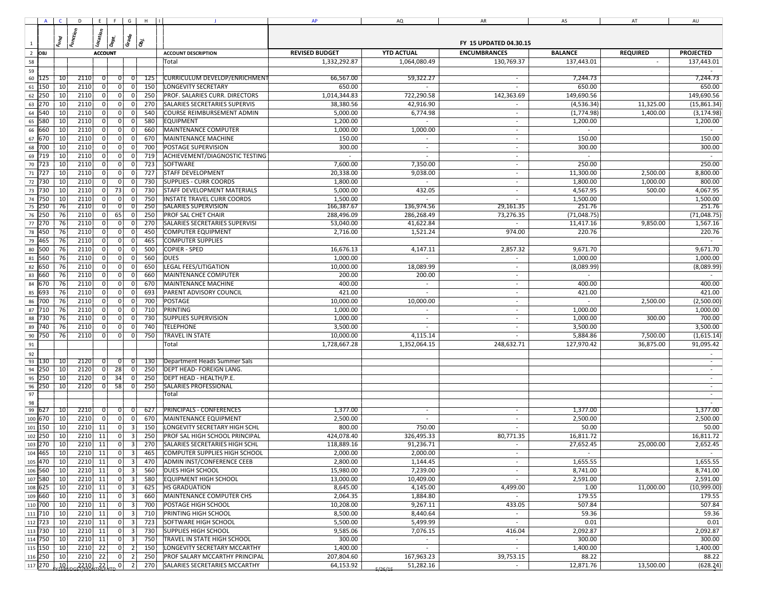| OBJ | Fund | Function | Location | Dept. | Grade | Obj. | ACCOUNT DESCRIPTION | REVISED BUDGET | YTD ACTUAL | ENCUMBRANCES | BALANCE | REQUIRED | PROJECTED |
|---|---|---|---|---|---|---|---|---|---|---|---|---|---|
| | | | | | | | | | | FY 15 UPDATED 04.30.15 | | | |
| | | | | | | | Total | 1,332,292.87 | 1,064,080.49 | 130,769.37 | 137,443.01 | - | 137,443.01 |
| | | | | | | | | | | | | | - |
| 125 | 10 | 2110 | 0 | 0 | 0 | 125 | CURRICULUM DEVELOP/ENRICHMENT | 66,567.00 | 59,322.27 | - | 7,244.73 | | 7,244.73 |
| 150 | 10 | 2110 | 0 | 0 | 0 | 150 | LONGEVITY SECRETARY | 650.00 | - | - | 650.00 | | 650.00 |
| 250 | 10 | 2110 | 0 | 0 | 0 | 250 | PROF. SALARIES CURR. DIRECTORS | 1,014,344.83 | 722,290.58 | 142,363.69 | 149,690.56 | | 149,690.56 |
| 270 | 10 | 2110 | 0 | 0 | 0 | 270 | SALARIES SECRETARIES SUPERVIS | 38,380.56 | 42,916.90 | - | (4,536.34) | 11,325.00 | (15,861.34) |
| 540 | 10 | 2110 | 0 | 0 | 0 | 540 | COURSE REIMBURSEMENT ADMIN | 5,000.00 | 6,774.98 | - | (1,774.98) | 1,400.00 | (3,174.98) |
| 580 | 10 | 2110 | 0 | 0 | 0 | 580 | EQUIPMENT | 1,200.00 | - | - | 1,200.00 | | 1,200.00 |
| 660 | 10 | 2110 | 0 | 0 | 0 | 660 | MAINTENANCE COMPUTER | 1,000.00 | 1,000.00 | - | - | | - |
| 670 | 10 | 2110 | 0 | 0 | 0 | 670 | MAINTENANCE MACHINE | 150.00 | - | - | 150.00 | | 150.00 |
| 700 | 10 | 2110 | 0 | 0 | 0 | 700 | POSTAGE SUPERVISION | 300.00 | - | - | 300.00 | | 300.00 |
| 719 | 10 | 2110 | 0 | 0 | 0 | 719 | ACHIEVEMENT/DIAGNOSTIC TESTING | - | - | - | - | | - |
| 723 | 10 | 2110 | 0 | 0 | 0 | 723 | SOFTWARE | 7,600.00 | 7,350.00 | - | 250.00 | | 250.00 |
| 727 | 10 | 2110 | 0 | 0 | 0 | 727 | STAFF DEVELOPMENT | 20,338.00 | 9,038.00 | - | 11,300.00 | 2,500.00 | 8,800.00 |
| 730 | 10 | 2110 | 0 | 0 | 0 | 730 | SUPPLIES - CURR COORDS | 1,800.00 | - | - | 1,800.00 | 1,000.00 | 800.00 |
| 730 | 10 | 2110 | 0 | 73 | 0 | 730 | STAFF DEVELOPMENT MATERIALS | 5,000.00 | 432.05 | - | 4,567.95 | 500.00 | 4,067.95 |
| 750 | 10 | 2110 | 0 | 0 | 0 | 750 | INSTATE TRAVEL CURR COORDS | 1,500.00 | - | - | 1,500.00 | | 1,500.00 |
| 250 | 76 | 2110 | 0 | 0 | 0 | 250 | SALARIES SUPERVISION | 166,387.67 | 136,974.56 | 29,161.35 | 251.76 | | 251.76 |
| 250 | 76 | 2110 | 0 | 65 | 0 | 250 | PROF SAL CHET CHAIR | 288,496.09 | 286,268.49 | 73,276.35 | (71,048.75) | | (71,048.75) |
| 270 | 76 | 2110 | 0 | 0 | 0 | 270 | SALARIES SECRETARIES SUPERVISI | 53,040.00 | 41,622.84 | - | 11,417.16 | 9,850.00 | 1,567.16 |
| 450 | 76 | 2110 | 0 | 0 | 0 | 450 | COMPUTER EQUIPMENT | 2,716.00 | 1,521.24 | 974.00 | 220.76 | | 220.76 |
| 465 | 76 | 2110 | 0 | 0 | 0 | 465 | COMPUTER SUPPLIES | | | | | | - |
| 500 | 76 | 2110 | 0 | 0 | 0 | 500 | COPIER - SPED | 16,676.13 | 4,147.11 | 2,857.32 | 9,671.70 | | 9,671.70 |
| 560 | 76 | 2110 | 0 | 0 | 0 | 560 | DUES | 1,000.00 | - | - | 1,000.00 | | 1,000.00 |
| 650 | 76 | 2110 | 0 | 0 | 0 | 650 | LEGAL FEES/LITIGATION | 10,000.00 | 18,089.99 | - | (8,089.99) | | (8,089.99) |
| 660 | 76 | 2110 | 0 | 0 | 0 | 660 | MAINTENANCE COMPUTER | 200.00 | 200.00 | - | - | | - |
| 670 | 76 | 2110 | 0 | 0 | 0 | 670 | MAINTENANCE MACHINE | 400.00 | - | - | 400.00 | | 400.00 |
| 693 | 76 | 2110 | 0 | 0 | 0 | 693 | PARENT ADVISORY COUNCIL | 421.00 | - | - | 421.00 | | 421.00 |
| 700 | 76 | 2110 | 0 | 0 | 0 | 700 | POSTAGE | 10,000.00 | 10,000.00 | - | - | 2,500.00 | (2,500.00) |
| 710 | 76 | 2110 | 0 | 0 | 0 | 710 | PRINTING | 1,000.00 | - | - | 1,000.00 | | 1,000.00 |
| 730 | 76 | 2110 | 0 | 0 | 0 | 730 | SUPPLIES SUPERVISION | 1,000.00 | - | - | 1,000.00 | 300.00 | 700.00 |
| 740 | 76 | 2110 | 0 | 0 | 0 | 740 | TELEPHONE | 3,500.00 | - | - | 3,500.00 | | 3,500.00 |
| 750 | 76 | 2110 | 0 | 0 | 0 | 750 | TRAVEL IN STATE | 10,000.00 | 4,115.14 | - | 5,884.86 | 7,500.00 | (1,615.14) |
| | | | | | | | Total | 1,728,667.28 | 1,352,064.15 | 248,632.71 | 127,970.42 | 36,875.00 | 91,095.42 |
| | | | | | | | | | | | | | - |
| 130 | 10 | 2120 | 0 | 0 | 0 | 130 | Department Heads Summer Sals | | | | | | - |
| 250 | 10 | 2120 | 0 | 28 | 0 | 250 | DEPT HEAD- FOREIGN LANG. | | | | | | - |
| 250 | 10 | 2120 | 0 | 34 | 0 | 250 | DEPT HEAD - HEALTH/P.E. | | | | | | - |
| 250 | 10 | 2120 | 0 | 58 | 0 | 250 | SALARIES PROFESSIONAL | | | | | | - |
| | | | | | | | Total | | | | | | - |
| | | | | | | | | | | | | | - |
| 627 | 10 | 2210 | 0 | 0 | 0 | 627 | PRINCIPALS - CONFERENCES | 1,377.00 | - | - | 1,377.00 | | 1,377.00 |
| 670 | 10 | 2210 | 0 | 0 | 0 | 670 | MAINTENANCE EQUIPMENT | 2,500.00 | - | - | 2,500.00 | | 2,500.00 |
| 150 | 10 | 2210 | 11 | 0 | 3 | 150 | LONGEVITY SECRETARY HIGH SCHL | 800.00 | 750.00 | - | 50.00 | | 50.00 |
| 250 | 10 | 2210 | 11 | 0 | 3 | 250 | PROF SAL HIGH SCHOOL PRINCIPAL | 424,078.40 | 326,495.33 | 80,771.35 | 16,811.72 | | 16,811.72 |
| 270 | 10 | 2210 | 11 | 0 | 3 | 270 | SALARIES SECRETARIES HIGH SCHL | 118,889.16 | 91,236.71 | - | 27,652.45 | 25,000.00 | 2,652.45 |
| 465 | 10 | 2210 | 11 | 0 | 3 | 465 | COMPUTER SUPPLIES HIGH SCHOOL | 2,000.00 | 2,000.00 | - | - | | - |
| 470 | 10 | 2210 | 11 | 0 | 3 | 470 | ADMIN INST/CONFERENCE CEEB | 2,800.00 | 1,144.45 | - | 1,655.55 | | 1,655.55 |
| 560 | 10 | 2210 | 11 | 0 | 3 | 560 | DUES HIGH SCHOOL | 15,980.00 | 7,239.00 | - | 8,741.00 | | 8,741.00 |
| 580 | 10 | 2210 | 11 | 0 | 3 | 580 | EQUIPMENT HIGH SCHOOL | 13,000.00 | 10,409.00 | - | 2,591.00 | | 2,591.00 |
| 625 | 10 | 2210 | 11 | 0 | 3 | 625 | HS GRADUATION | 8,645.00 | 4,145.00 | 4,499.00 | 1.00 | 11,000.00 | (10,999.00) |
| 660 | 10 | 2210 | 11 | 0 | 3 | 660 | MAINTENANCE COMPUTER CHS | 2,064.35 | 1,884.80 | - | 179.55 | | 179.55 |
| 700 | 10 | 2210 | 11 | 0 | 3 | 700 | POSTAGE HIGH SCHOOL | 10,208.00 | 9,267.11 | 433.05 | 507.84 | | 507.84 |
| 710 | 10 | 2210 | 11 | 0 | 3 | 710 | PRINTING HIGH SCHOOL | 8,500.00 | 8,440.64 | - | 59.36 | | 59.36 |
| 723 | 10 | 2210 | 11 | 0 | 3 | 723 | SOFTWARE HIGH SCHOOL | 5,500.00 | 5,499.99 | - | 0.01 | | 0.01 |
| 730 | 10 | 2210 | 11 | 0 | 3 | 730 | SUPPLIES HIGH SCHOOL | 9,585.06 | 7,076.15 | 416.04 | 2,092.87 | | 2,092.87 |
| 750 | 10 | 2210 | 11 | 0 | 3 | 750 | TRAVEL IN STATE HIGH SCHOOL | 300.00 | - | - | 300.00 | | 300.00 |
| 150 | 10 | 2210 | 22 | 0 | 2 | 150 | LONGEVITY SECRETARY MCCARTHY | 1,400.00 | - | - | 1,400.00 | | 1,400.00 |
| 250 | 10 | 2210 | 22 | 0 | 2 | 250 | PROF SALARY MCCARTHY PRINCIPAL | 207,804.60 | 167,963.23 | 39,753.15 | 88.22 | | 88.22 |
| 270 | 10 | 2210 | 22 | 0 | 2 | 270 | SALARIES SECRETARIES MCCARTHY | 64,153.92 | 51,282.16 | - | 12,871.76 | 13,500.00 | (628.24) |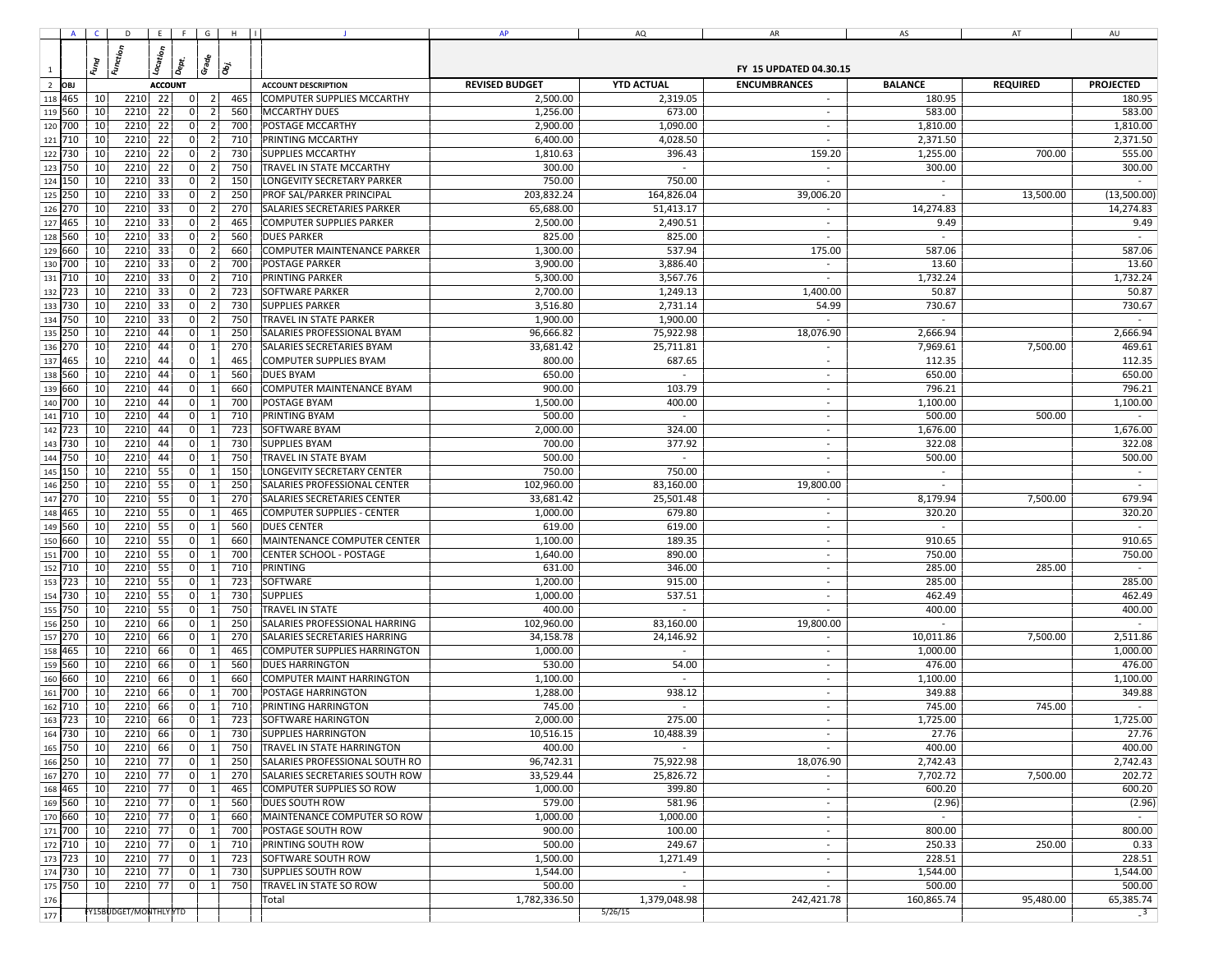| OBJ | Fund | Function | Location | Dept. | Grade | Obj. | ACCOUNT DESCRIPTION | REVISED BUDGET | YTD ACTUAL | ENCUMBRANCES | BALANCE | REQUIRED | PROJECTED |
|---|---|---|---|---|---|---|---|---|---|---|---|---|---|
| | | | | | | | | FY 15 UPDATED 04.30.15 | | | | | |
| 465 | 10 | 2210 | 22 | 0 | 2 | 465 | COMPUTER SUPPLIES MCCARTHY | 2,500.00 | 2,319.05 | - | 180.95 | | 180.95 |
| 560 | 10 | 2210 | 22 | 0 | 2 | 560 | MCCARTHY DUES | 1,256.00 | 673.00 | - | 583.00 | | 583.00 |
| 700 | 10 | 2210 | 22 | 0 | 2 | 700 | POSTAGE MCCARTHY | 2,900.00 | 1,090.00 | - | 1,810.00 | | 1,810.00 |
| 710 | 10 | 2210 | 22 | 0 | 2 | 710 | PRINTING MCCARTHY | 6,400.00 | 4,028.50 | - | 2,371.50 | | 2,371.50 |
| 730 | 10 | 2210 | 22 | 0 | 2 | 730 | SUPPLIES MCCARTHY | 1,810.63 | 396.43 | 159.20 | 1,255.00 | 700.00 | 555.00 |
| 750 | 10 | 2210 | 22 | 0 | 2 | 750 | TRAVEL IN STATE MCCARTHY | 300.00 | - | - | 300.00 | | 300.00 |
| 150 | 10 | 2210 | 33 | 0 | 2 | 150 | LONGEVITY SECRETARY PARKER | 750.00 | 750.00 | - | - | | - |
| 250 | 10 | 2210 | 33 | 0 | 2 | 250 | PROF SAL/PARKER PRINCIPAL | 203,832.24 | 164,826.04 | 39,006.20 | - | 13,500.00 | (13,500.00) |
| 270 | 10 | 2210 | 33 | 0 | 2 | 270 | SALARIES SECRETARIES PARKER | 65,688.00 | 51,413.17 | - | 14,274.83 | | 14,274.83 |
| 465 | 10 | 2210 | 33 | 0 | 2 | 465 | COMPUTER SUPPLIES PARKER | 2,500.00 | 2,490.51 | - | 9.49 | | 9.49 |
| 560 | 10 | 2210 | 33 | 0 | 2 | 560 | DUES PARKER | 825.00 | 825.00 | - | - | | - |
| 660 | 10 | 2210 | 33 | 0 | 2 | 660 | COMPUTER MAINTENANCE PARKER | 1,300.00 | 537.94 | 175.00 | 587.06 | | 587.06 |
| 700 | 10 | 2210 | 33 | 0 | 2 | 700 | POSTAGE PARKER | 3,900.00 | 3,886.40 | - | 13.60 | | 13.60 |
| 710 | 10 | 2210 | 33 | 0 | 2 | 710 | PRINTING PARKER | 5,300.00 | 3,567.76 | - | 1,732.24 | | 1,732.24 |
| 723 | 10 | 2210 | 33 | 0 | 2 | 723 | SOFTWARE PARKER | 2,700.00 | 1,249.13 | 1,400.00 | 50.87 | | 50.87 |
| 730 | 10 | 2210 | 33 | 0 | 2 | 730 | SUPPLIES PARKER | 3,516.80 | 2,731.14 | 54.99 | 730.67 | | 730.67 |
| 750 | 10 | 2210 | 33 | 0 | 2 | 750 | TRAVEL IN STATE PARKER | 1,900.00 | 1,900.00 | - | - | | - |
| 250 | 10 | 2210 | 44 | 0 | 1 | 250 | SALARIES PROFESSIONAL BYAM | 96,666.82 | 75,922.98 | 18,076.90 | 2,666.94 | | 2,666.94 |
| 270 | 10 | 2210 | 44 | 0 | 1 | 270 | SALARIES SECRETARIES BYAM | 33,681.42 | 25,711.81 | - | 7,969.61 | 7,500.00 | 469.61 |
| 465 | 10 | 2210 | 44 | 0 | 1 | 465 | COMPUTER SUPPLIES BYAM | 800.00 | 687.65 | - | 112.35 | | 112.35 |
| 560 | 10 | 2210 | 44 | 0 | 1 | 560 | DUES BYAM | 650.00 | - | - | 650.00 | | 650.00 |
| 660 | 10 | 2210 | 44 | 0 | 1 | 660 | COMPUTER MAINTENANCE BYAM | 900.00 | 103.79 | - | 796.21 | | 796.21 |
| 700 | 10 | 2210 | 44 | 0 | 1 | 700 | POSTAGE BYAM | 1,500.00 | 400.00 | - | 1,100.00 | | 1,100.00 |
| 710 | 10 | 2210 | 44 | 0 | 1 | 710 | PRINTING BYAM | 500.00 | - | - | 500.00 | 500.00 | - |
| 723 | 10 | 2210 | 44 | 0 | 1 | 723 | SOFTWARE BYAM | 2,000.00 | 324.00 | - | 1,676.00 | | 1,676.00 |
| 730 | 10 | 2210 | 44 | 0 | 1 | 730 | SUPPLIES BYAM | 700.00 | 377.92 | - | 322.08 | | 322.08 |
| 750 | 10 | 2210 | 44 | 0 | 1 | 750 | TRAVEL IN STATE BYAM | 500.00 | - | - | 500.00 | | 500.00 |
| 150 | 10 | 2210 | 55 | 0 | 1 | 150 | LONGEVITY SECRETARY CENTER | 750.00 | 750.00 | - | - | | - |
| 250 | 10 | 2210 | 55 | 0 | 1 | 250 | SALARIES PROFESSIONAL CENTER | 102,960.00 | 83,160.00 | 19,800.00 | - | | - |
| 270 | 10 | 2210 | 55 | 0 | 1 | 270 | SALARIES SECRETARIES CENTER | 33,681.42 | 25,501.48 | - | 8,179.94 | 7,500.00 | 679.94 |
| 465 | 10 | 2210 | 55 | 0 | 1 | 465 | COMPUTER SUPPLIES - CENTER | 1,000.00 | 679.80 | - | 320.20 | | 320.20 |
| 560 | 10 | 2210 | 55 | 0 | 1 | 560 | DUES CENTER | 619.00 | 619.00 | - | - | | - |
| 660 | 10 | 2210 | 55 | 0 | 1 | 660 | MAINTENANCE COMPUTER CENTER | 1,100.00 | 189.35 | - | 910.65 | | 910.65 |
| 700 | 10 | 2210 | 55 | 0 | 1 | 700 | CENTER SCHOOL - POSTAGE | 1,640.00 | 890.00 | - | 750.00 | | 750.00 |
| 710 | 10 | 2210 | 55 | 0 | 1 | 710 | PRINTING | 631.00 | 346.00 | - | 285.00 | 285.00 | - |
| 723 | 10 | 2210 | 55 | 0 | 1 | 723 | SOFTWARE | 1,200.00 | 915.00 | - | 285.00 | | 285.00 |
| 730 | 10 | 2210 | 55 | 0 | 1 | 730 | SUPPLIES | 1,000.00 | 537.51 | - | 462.49 | | 462.49 |
| 750 | 10 | 2210 | 55 | 0 | 1 | 750 | TRAVEL IN STATE | 400.00 | - | - | 400.00 | | 400.00 |
| 250 | 10 | 2210 | 66 | 0 | 1 | 250 | SALARIES PROFESSIONAL HARRING | 102,960.00 | 83,160.00 | 19,800.00 | - | | - |
| 270 | 10 | 2210 | 66 | 0 | 1 | 270 | SALARIES SECRETARIES HARRING | 34,158.78 | 24,146.92 | - | 10,011.86 | 7,500.00 | 2,511.86 |
| 465 | 10 | 2210 | 66 | 0 | 1 | 465 | COMPUTER SUPPLIES HARRINGTON | 1,000.00 | - | - | 1,000.00 | | 1,000.00 |
| 560 | 10 | 2210 | 66 | 0 | 1 | 560 | DUES HARRINGTON | 530.00 | 54.00 | - | 476.00 | | 476.00 |
| 660 | 10 | 2210 | 66 | 0 | 1 | 660 | COMPUTER MAINT HARRINGTON | 1,100.00 | - | - | 1,100.00 | | 1,100.00 |
| 700 | 10 | 2210 | 66 | 0 | 1 | 700 | POSTAGE HARRINGTON | 1,288.00 | 938.12 | - | 349.88 | | 349.88 |
| 710 | 10 | 2210 | 66 | 0 | 1 | 710 | PRINTING HARRINGTON | 745.00 | - | - | 745.00 | 745.00 | - |
| 723 | 10 | 2210 | 66 | 0 | 1 | 723 | SOFTWARE HARINGTON | 2,000.00 | 275.00 | - | 1,725.00 | | 1,725.00 |
| 730 | 10 | 2210 | 66 | 0 | 1 | 730 | SUPPLIES HARRINGTON | 10,516.15 | 10,488.39 | - | 27.76 | | 27.76 |
| 750 | 10 | 2210 | 66 | 0 | 1 | 750 | TRAVEL IN STATE HARRINGTON | 400.00 | - | - | 400.00 | | 400.00 |
| 250 | 10 | 2210 | 77 | 0 | 1 | 250 | SALARIES PROFESSIONAL SOUTH RO | 96,742.31 | 75,922.98 | 18,076.90 | 2,742.43 | | 2,742.43 |
| 270 | 10 | 2210 | 77 | 0 | 1 | 270 | SALARIES SECRETARIES SOUTH ROW | 33,529.44 | 25,826.72 | - | 7,702.72 | 7,500.00 | 202.72 |
| 465 | 10 | 2210 | 77 | 0 | 1 | 465 | COMPUTER SUPPLIES SO ROW | 1,000.00 | 399.80 | - | 600.20 | | 600.20 |
| 560 | 10 | 2210 | 77 | 0 | 1 | 560 | DUES SOUTH ROW | 579.00 | 581.96 | - | (2.96) | | (2.96) |
| 660 | 10 | 2210 | 77 | 0 | 1 | 660 | MAINTENANCE COMPUTER SO ROW | 1,000.00 | 1,000.00 | - | - | | - |
| 700 | 10 | 2210 | 77 | 0 | 1 | 700 | POSTAGE SOUTH ROW | 900.00 | 100.00 | - | 800.00 | | 800.00 |
| 710 | 10 | 2210 | 77 | 0 | 1 | 710 | PRINTING SOUTH ROW | 500.00 | 249.67 | - | 250.33 | 250.00 | 0.33 |
| 723 | 10 | 2210 | 77 | 0 | 1 | 723 | SOFTWARE SOUTH ROW | 1,500.00 | 1,271.49 | - | 228.51 | | 228.51 |
| 730 | 10 | 2210 | 77 | 0 | 1 | 730 | SUPPLIES SOUTH ROW | 1,544.00 | - | - | 1,544.00 | | 1,544.00 |
| 750 | 10 | 2210 | 77 | 0 | 1 | 750 | TRAVEL IN STATE SO ROW | 500.00 | - | - | 500.00 | | 500.00 |
| | | | | | | | Total | 1,782,336.50 | 1,379,048.98 | 242,421.78 | 160,865.74 | 95,480.00 | 65,385.74 |

FY15BUDGET/MONTHLY YTD 5/26/15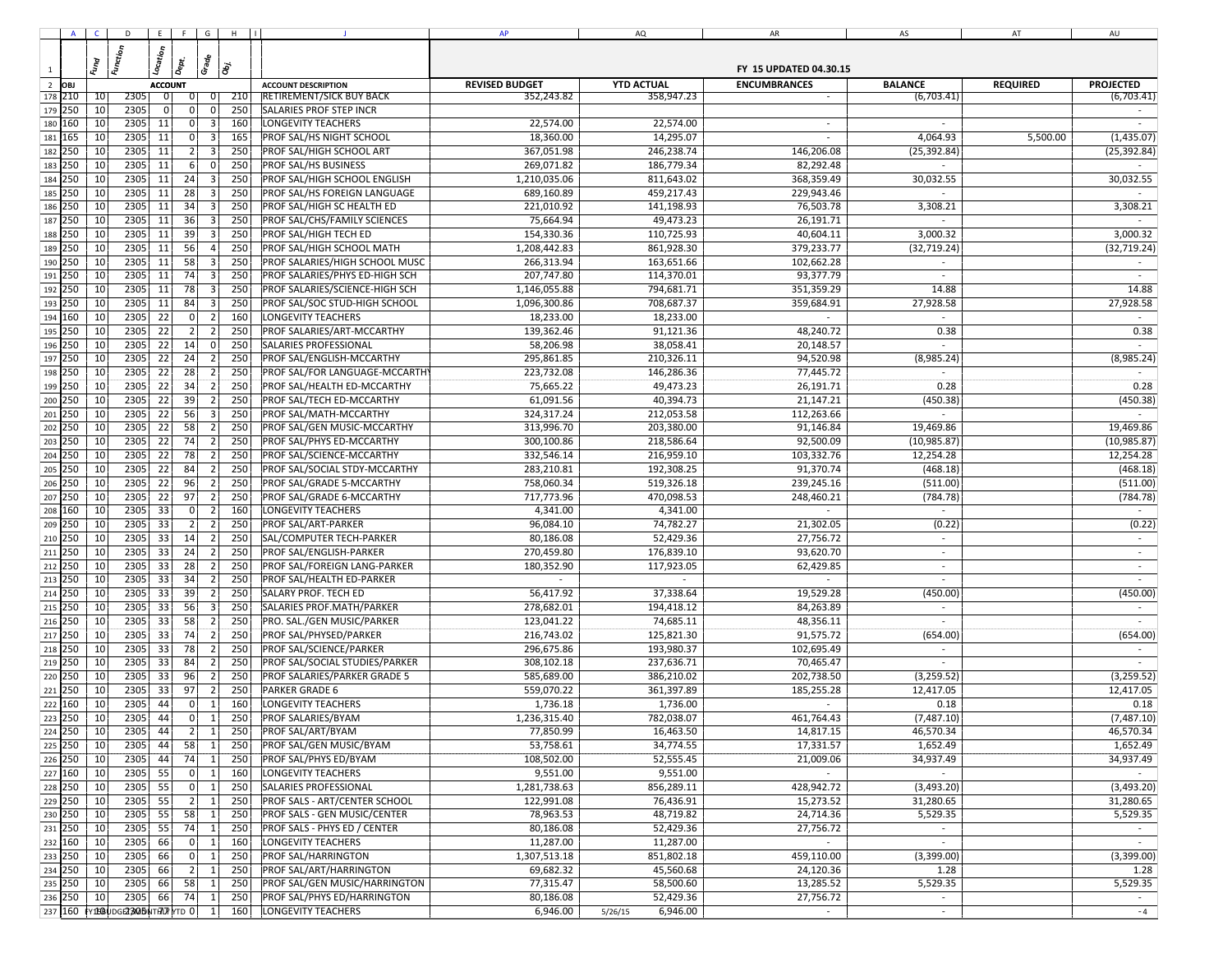| | A | C | D | E | F | G | H | J | AP | AQ | AR | AS | AT | AU |
|---|---|---|---|---|---|---|---|---|---|---|---|---|---|---|
| 1 | | Fund | Function | Location | Dept. | Grade | Obj. | | FY 15 UPDATED 04.30.15 | | | | | |
| 2 | OBJ | | | ACCOUNT | | | | ACCOUNT DESCRIPTION | REVISED BUDGET | YTD ACTUAL | ENCUMBRANCES | BALANCE | REQUIRED | PROJECTED |
| 178 | 210 | 10 | 2305 | 0 | 0 | 0 | 210 | RETIREMENT/SICK BUY BACK | 352,243.82 | 358,947.23 | - | (6,703.41) | | (6,703.41) |
| 179 | 250 | 10 | 2305 | 0 | 0 | 0 | 250 | SALARIES PROF STEP INCR | | | | | | - |
| 180 | 160 | 10 | 2305 | 11 | 0 | 3 | 160 | LONGEVITY TEACHERS | 22,574.00 | 22,574.00 | - | - | | - |
| 181 | 165 | 10 | 2305 | 11 | 0 | 3 | 165 | PROF SAL/HS NIGHT SCHOOL | 18,360.00 | 14,295.07 | - | 4,064.93 | 5,500.00 | (1,435.07) |
| 182 | 250 | 10 | 2305 | 11 | 2 | 3 | 250 | PROF SAL/HIGH SCHOOL ART | 367,051.98 | 246,238.74 | 146,206.08 | (25,392.84) | | (25,392.84) |
| 183 | 250 | 10 | 2305 | 11 | 6 | 0 | 250 | PROF SAL/HS BUSINESS | 269,071.82 | 186,779.34 | 82,292.48 | - | | - |
| 184 | 250 | 10 | 2305 | 11 | 24 | 3 | 250 | PROF SAL/HIGH SCHOOL ENGLISH | 1,210,035.06 | 811,643.02 | 368,359.49 | 30,032.55 | | 30,032.55 |
| 185 | 250 | 10 | 2305 | 11 | 28 | 3 | 250 | PROF SAL/HS FOREIGN LANGUAGE | 689,160.89 | 459,217.43 | 229,943.46 | - | | - |
| 186 | 250 | 10 | 2305 | 11 | 34 | 3 | 250 | PROF SAL/HIGH SC HEALTH ED | 221,010.92 | 141,198.93 | 76,503.78 | 3,308.21 | | 3,308.21 |
| 187 | 250 | 10 | 2305 | 11 | 36 | 3 | 250 | PROF SAL/CHS/FAMILY SCIENCES | 75,664.94 | 49,473.23 | 26,191.71 | - | | - |
| 188 | 250 | 10 | 2305 | 11 | 39 | 3 | 250 | PROF SAL/HIGH TECH ED | 154,330.36 | 110,725.93 | 40,604.11 | 3,000.32 | | 3,000.32 |
| 189 | 250 | 10 | 2305 | 11 | 56 | 4 | 250 | PROF SAL/HIGH SCHOOL MATH | 1,208,442.83 | 861,928.30 | 379,233.77 | (32,719.24) | | (32,719.24) |
| 190 | 250 | 10 | 2305 | 11 | 58 | 3 | 250 | PROF SALARIES/HIGH SCHOOL MUSC | 266,313.94 | 163,651.66 | 102,662.28 | - | | - |
| 191 | 250 | 10 | 2305 | 11 | 74 | 3 | 250 | PROF SALARIES/PHYS ED-HIGH SCH | 207,747.80 | 114,370.01 | 93,377.79 | - | | - |
| 192 | 250 | 10 | 2305 | 11 | 78 | 3 | 250 | PROF SALARIES/SCIENCE-HIGH SCH | 1,146,055.88 | 794,681.71 | 351,359.29 | 14.88 | | 14.88 |
| 193 | 250 | 10 | 2305 | 11 | 84 | 3 | 250 | PROF SAL/SOC STUD-HIGH SCHOOL | 1,096,300.86 | 708,687.37 | 359,684.91 | 27,928.58 | | 27,928.58 |
| 194 | 160 | 10 | 2305 | 22 | 0 | 2 | 160 | LONGEVITY TEACHERS | 18,233.00 | 18,233.00 | - | - | | - |
| 195 | 250 | 10 | 2305 | 22 | 2 | 2 | 250 | PROF SALARIES/ART-MCCARTHY | 139,362.46 | 91,121.36 | 48,240.72 | 0.38 | | 0.38 |
| 196 | 250 | 10 | 2305 | 22 | 14 | 0 | 250 | SALARIES PROFESSIONAL | 58,206.98 | 38,058.41 | 20,148.57 | - | | - |
| 197 | 250 | 10 | 2305 | 22 | 24 | 2 | 250 | PROF SAL/ENGLISH-MCCARTHY | 295,861.85 | 210,326.11 | 94,520.98 | (8,985.24) | | (8,985.24) |
| 198 | 250 | 10 | 2305 | 22 | 28 | 2 | 250 | PROF SAL/FOR LANGUAGE-MCCARTHY | 223,732.08 | 146,286.36 | 77,445.72 | - | | - |
| 199 | 250 | 10 | 2305 | 22 | 34 | 2 | 250 | PROF SAL/HEALTH ED-MCCARTHY | 75,665.22 | 49,473.23 | 26,191.71 | 0.28 | | 0.28 |
| 200 | 250 | 10 | 2305 | 22 | 39 | 2 | 250 | PROF SAL/TECH ED-MCCARTHY | 61,091.56 | 40,394.73 | 21,147.21 | (450.38) | | (450.38) |
| 201 | 250 | 10 | 2305 | 22 | 56 | 3 | 250 | PROF SAL/MATH-MCCARTHY | 324,317.24 | 212,053.58 | 112,263.66 | - | | - |
| 202 | 250 | 10 | 2305 | 22 | 58 | 2 | 250 | PROF SAL/GEN MUSIC-MCCARTHY | 313,996.70 | 203,380.00 | 91,146.84 | 19,469.86 | | 19,469.86 |
| 203 | 250 | 10 | 2305 | 22 | 74 | 2 | 250 | PROF SAL/PHYS ED-MCCARTHY | 300,100.86 | 218,586.64 | 92,500.09 | (10,985.87) | | (10,985.87) |
| 204 | 250 | 10 | 2305 | 22 | 78 | 2 | 250 | PROF SAL/SCIENCE-MCCARTHY | 332,546.14 | 216,959.10 | 103,332.76 | 12,254.28 | | 12,254.28 |
| 205 | 250 | 10 | 2305 | 22 | 84 | 2 | 250 | PROF SAL/SOCIAL STDY-MCCARTHY | 283,210.81 | 192,308.25 | 91,370.74 | (468.18) | | (468.18) |
| 206 | 250 | 10 | 2305 | 22 | 96 | 2 | 250 | PROF SAL/GRADE 5-MCCARTHY | 758,060.34 | 519,326.18 | 239,245.16 | (511.00) | | (511.00) |
| 207 | 250 | 10 | 2305 | 22 | 97 | 2 | 250 | PROF SAL/GRADE 6-MCCARTHY | 717,773.96 | 470,098.53 | 248,460.21 | (784.78) | | (784.78) |
| 208 | 160 | 10 | 2305 | 33 | 0 | 2 | 160 | LONGEVITY TEACHERS | 4,341.00 | 4,341.00 | - | - | | - |
| 209 | 250 | 10 | 2305 | 33 | 2 | 2 | 250 | PROF SAL/ART-PARKER | 96,084.10 | 74,782.27 | 21,302.05 | (0.22) | | (0.22) |
| 210 | 250 | 10 | 2305 | 33 | 14 | 2 | 250 | SAL/COMPUTER TECH-PARKER | 80,186.08 | 52,429.36 | 27,756.72 | - | | - |
| 211 | 250 | 10 | 2305 | 33 | 24 | 2 | 250 | PROF SAL/ENGLISH-PARKER | 270,459.80 | 176,839.10 | 93,620.70 | - | | - |
| 212 | 250 | 10 | 2305 | 33 | 28 | 2 | 250 | PROF SAL/FOREIGN LANG-PARKER | 180,352.90 | 117,923.05 | 62,429.85 | - | | - |
| 213 | 250 | 10 | 2305 | 33 | 34 | 2 | 250 | PROF SAL/HEALTH ED-PARKER | - | - | - | - | | - |
| 214 | 250 | 10 | 2305 | 33 | 39 | 2 | 250 | SALARY PROF. TECH ED | 56,417.92 | 37,338.64 | 19,529.28 | (450.00) | | (450.00) |
| 215 | 250 | 10 | 2305 | 33 | 56 | 3 | 250 | SALARIES PROF.MATH/PARKER | 278,682.01 | 194,418.12 | 84,263.89 | - | | - |
| 216 | 250 | 10 | 2305 | 33 | 58 | 2 | 250 | PRO. SAL./GEN MUSIC/PARKER | 123,041.22 | 74,685.11 | 48,356.11 | - | | - |
| 217 | 250 | 10 | 2305 | 33 | 74 | 2 | 250 | PROF SAL/PHYSED/PARKER | 216,743.02 | 125,821.30 | 91,575.72 | (654.00) | | (654.00) |
| 218 | 250 | 10 | 2305 | 33 | 78 | 2 | 250 | PROF SAL/SCIENCE/PARKER | 296,675.86 | 193,980.37 | 102,695.49 | - | | - |
| 219 | 250 | 10 | 2305 | 33 | 84 | 2 | 250 | PROF SAL/SOCIAL STUDIES/PARKER | 308,102.18 | 237,636.71 | 70,465.47 | - | | - |
| 220 | 250 | 10 | 2305 | 33 | 96 | 2 | 250 | PROF SALARIES/PARKER GRADE 5 | 585,689.00 | 386,210.02 | 202,738.50 | (3,259.52) | | (3,259.52) |
| 221 | 250 | 10 | 2305 | 33 | 97 | 2 | 250 | PARKER GRADE 6 | 559,070.22 | 361,397.89 | 185,255.28 | 12,417.05 | | 12,417.05 |
| 222 | 160 | 10 | 2305 | 44 | 0 | 1 | 160 | LONGEVITY TEACHERS | 1,736.18 | 1,736.00 | - | 0.18 | | 0.18 |
| 223 | 250 | 10 | 2305 | 44 | 0 | 1 | 250 | PROF SALARIES/BYAM | 1,236,315.40 | 782,038.07 | 461,764.43 | (7,487.10) | | (7,487.10) |
| 224 | 250 | 10 | 2305 | 44 | 2 | 1 | 250 | PROF SAL/ART/BYAM | 77,850.99 | 16,463.50 | 14,817.15 | 46,570.34 | | 46,570.34 |
| 225 | 250 | 10 | 2305 | 44 | 58 | 1 | 250 | PROF SAL/GEN MUSIC/BYAM | 53,758.61 | 34,774.55 | 17,331.57 | 1,652.49 | | 1,652.49 |
| 226 | 250 | 10 | 2305 | 44 | 74 | 1 | 250 | PROF SAL/PHYS ED/BYAM | 108,502.00 | 52,555.45 | 21,009.06 | 34,937.49 | | 34,937.49 |
| 227 | 160 | 10 | 2305 | 55 | 0 | 1 | 160 | LONGEVITY TEACHERS | 9,551.00 | 9,551.00 | - | - | | - |
| 228 | 250 | 10 | 2305 | 55 | 0 | 1 | 250 | SALARIES PROFESSIONAL | 1,281,738.63 | 856,289.11 | 428,942.72 | (3,493.20) | | (3,493.20) |
| 229 | 250 | 10 | 2305 | 55 | 2 | 1 | 250 | PROF SALS - ART/CENTER SCHOOL | 122,991.08 | 76,436.91 | 15,273.52 | 31,280.65 | | 31,280.65 |
| 230 | 250 | 10 | 2305 | 55 | 58 | 1 | 250 | PROF SALS - GEN MUSIC/CENTER | 78,963.53 | 48,719.82 | 24,714.36 | 5,529.35 | | 5,529.35 |
| 231 | 250 | 10 | 2305 | 55 | 74 | 1 | 250 | PROF SALS - PHYS ED / CENTER | 80,186.08 | 52,429.36 | 27,756.72 | - | | - |
| 232 | 160 | 10 | 2305 | 66 | 0 | 1 | 160 | LONGEVITY TEACHERS | 11,287.00 | 11,287.00 | - | - | | - |
| 233 | 250 | 10 | 2305 | 66 | 0 | 1 | 250 | PROF SAL/HARRINGTON | 1,307,513.18 | 851,802.18 | 459,110.00 | (3,399.00) | | (3,399.00) |
| 234 | 250 | 10 | 2305 | 66 | 2 | 1 | 250 | PROF SAL/ART/HARRINGTON | 69,682.32 | 45,560.68 | 24,120.36 | 1.28 | | 1.28 |
| 235 | 250 | 10 | 2305 | 66 | 58 | 1 | 250 | PROF SAL/GEN MUSIC/HARRINGTON | 77,315.47 | 58,500.60 | 13,285.52 | 5,529.35 | | 5,529.35 |
| 236 | 250 | 10 | 2305 | 66 | 74 | 1 | 250 | PROF SAL/PHYS ED/HARRINGTON | 80,186.08 | 52,429.36 | 27,756.72 | - | | - |
| 237 | 160 | 10 | 2305 | 77 | 0 | 1 | 160 | LONGEVITY TEACHERS | 6,946.00 | 6,946.00 | - | - | | - |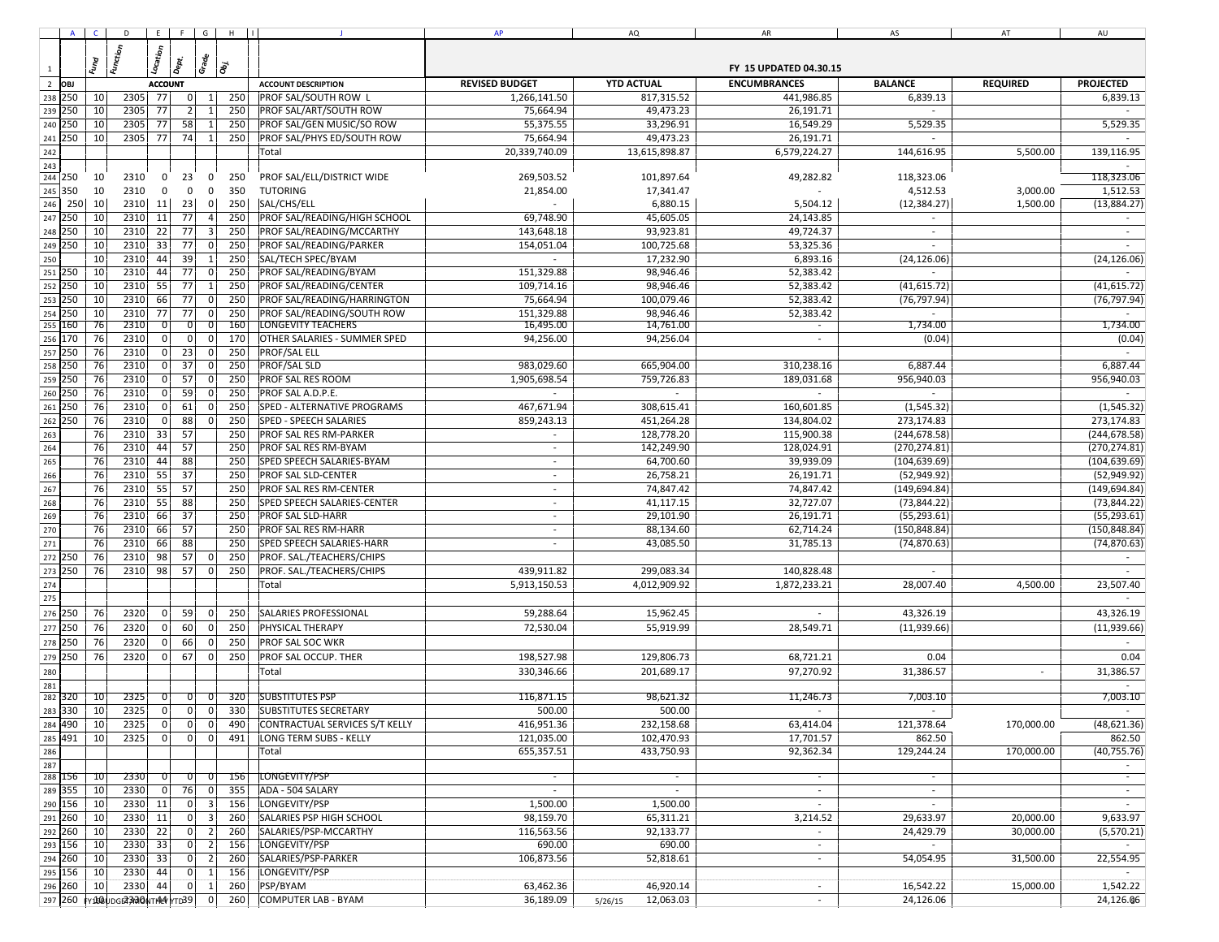| | A | C | D | E | F | G | H | J | AP | AQ | AR | AS | AT | AU |
|---|---|---|---|---|---|---|---|---|---|---|---|---|---|---|
| 1 | | Fund | Function | Location | Dept. | Grade | Obj. | | FY 15 UPDATED 04.30.15 | | | | | |
| 2 | OBJ | | | ACCOUNT | | | | ACCOUNT DESCRIPTION | REVISED BUDGET | YTD ACTUAL | ENCUMBRANCES | BALANCE | REQUIRED | PROJECTED |
| 238 | 250 | 10 | 2305 | 77 | 0 | 1 | 250 | PROF SAL/SOUTH ROW L | 1,266,141.50 | 817,315.52 | 441,986.85 | 6,839.13 | | 6,839.13 |
| 239 | 250 | 10 | 2305 | 77 | 2 | 1 | 250 | PROF SAL/ART/SOUTH ROW | 75,664.94 | 49,473.23 | 26,191.71 | - | | - |
| 240 | 250 | 10 | 2305 | 77 | 58 | 1 | 250 | PROF SAL/GEN MUSIC/SO ROW | 55,375.55 | 33,296.91 | 16,549.29 | 5,529.35 | | 5,529.35 |
| 241 | 250 | 10 | 2305 | 77 | 74 | 1 | 250 | PROF SAL/PHYS ED/SOUTH ROW | 75,664.94 | 49,473.23 | 26,191.71 | - | | - |
| 242 | | | | | | | | Total | 20,339,740.09 | 13,615,898.87 | 6,579,224.27 | 144,616.95 | 5,500.00 | 139,116.95 |
| 243 | | | | | | | | | | | | | | - |
| 244 | 250 | 10 | 2310 | 0 | 23 | 0 | 250 | PROF SAL/ELL/DISTRICT WIDE | 269,503.52 | 101,897.64 | 49,282.82 | 118,323.06 | | 118,323.06 |
| 245 | 350 | 10 | 2310 | 0 | 0 | 0 | 350 | TUTORING | 21,854.00 | 17,341.47 | - | 4,512.53 | 3,000.00 | 1,512.53 |
| 246 | 250 | 10 | 2310 | 11 | 23 | 0 | 250 | SAL/CHS/ELL | - | 6,880.15 | 5,504.12 | (12,384.27) | 1,500.00 | (13,884.27) |
| 247 | 250 | 10 | 2310 | 11 | 77 | 4 | 250 | PROF SAL/READING/HIGH SCHOOL | 69,748.90 | 45,605.05 | 24,143.85 | - | | - |
| 248 | 250 | 10 | 2310 | 22 | 77 | 3 | 250 | PROF SAL/READING/MCCARTHY | 143,648.18 | 93,923.81 | 49,724.37 | - | | - |
| 249 | 250 | 10 | 2310 | 33 | 77 | 0 | 250 | PROF SAL/READING/PARKER | 154,051.04 | 100,725.68 | 53,325.36 | - | | - |
| 250 | | 10 | 2310 | 44 | 39 | 1 | 250 | SAL/TECH SPEC/BYAM | - | 17,232.90 | 6,893.16 | (24,126.06) | | (24,126.06) |
| 251 | 250 | 10 | 2310 | 44 | 77 | 0 | 250 | PROF SAL/READING/BYAM | 151,329.88 | 98,946.46 | 52,383.42 | - | | - |
| 252 | 250 | 10 | 2310 | 55 | 77 | 1 | 250 | PROF SAL/READING/CENTER | 109,714.16 | 98,946.46 | 52,383.42 | (41,615.72) | | (41,615.72) |
| 253 | 250 | 10 | 2310 | 66 | 77 | 0 | 250 | PROF SAL/READING/HARRINGTON | 75,664.94 | 100,079.46 | 52,383.42 | (76,797.94) | | (76,797.94) |
| 254 | 250 | 10 | 2310 | 77 | 77 | 0 | 250 | PROF SAL/READING/SOUTH ROW | 151,329.88 | 98,946.46 | 52,383.42 | - | | - |
| 255 | 160 | 76 | 2310 | 0 | 0 | 0 | 160 | LONGEVITY TEACHERS | 16,495.00 | 14,761.00 | - | 1,734.00 | | 1,734.00 |
| 256 | 170 | 76 | 2310 | 0 | 0 | 0 | 170 | OTHER SALARIES - SUMMER SPED | 94,256.00 | 94,256.04 | - | (0.04) | | (0.04) |
| 257 | 250 | 76 | 2310 | 0 | 23 | 0 | 250 | PROF/SAL ELL | | | | | | - |
| 258 | 250 | 76 | 2310 | 0 | 37 | 0 | 250 | PROF/SAL SLD | 983,029.60 | 665,904.00 | 310,238.16 | 6,887.44 | | 6,887.44 |
| 259 | 250 | 76 | 2310 | 0 | 57 | 0 | 250 | PROF SAL RES ROOM | 1,905,698.54 | 759,726.83 | 189,031.68 | 956,940.03 | | 956,940.03 |
| 260 | 250 | 76 | 2310 | 0 | 59 | 0 | 250 | PROF SAL A.D.P.E. | - | - | - | - | | - |
| 261 | 250 | 76 | 2310 | 0 | 61 | 0 | 250 | SPED - ALTERNATIVE PROGRAMS | 467,671.94 | 308,615.41 | 160,601.85 | (1,545.32) | | (1,545.32) |
| 262 | 250 | 76 | 2310 | 0 | 88 | 0 | 250 | SPED - SPEECH SALARIES | 859,243.13 | 451,264.28 | 134,804.02 | 273,174.83 | | 273,174.83 |
| 263 | | 76 | 2310 | 33 | 57 | | 250 | PROF SAL RES RM-PARKER | - | 128,778.20 | 115,900.38 | (244,678.58) | | (244,678.58) |
| 264 | | 76 | 2310 | 44 | 57 | | 250 | PROF SAL RES RM-BYAM | - | 142,249.90 | 128,024.91 | (270,274.81) | | (270,274.81) |
| 265 | | 76 | 2310 | 44 | 88 | | 250 | SPED SPEECH SALARIES-BYAM | - | 64,700.60 | 39,939.09 | (104,639.69) | | (104,639.69) |
| 266 | | 76 | 2310 | 55 | 37 | | 250 | PROF SAL SLD-CENTER | - | 26,758.21 | 26,191.71 | (52,949.92) | | (52,949.92) |
| 267 | | 76 | 2310 | 55 | 57 | | 250 | PROF SAL RES RM-CENTER | - | 74,847.42 | 74,847.42 | (149,694.84) | | (149,694.84) |
| 268 | | 76 | 2310 | 55 | 88 | | 250 | SPED SPEECH SALARIES-CENTER | - | 41,117.15 | 32,727.07 | (73,844.22) | | (73,844.22) |
| 269 | | 76 | 2310 | 66 | 37 | | 250 | PROF SAL SLD-HARR | - | 29,101.90 | 26,191.71 | (55,293.61) | | (55,293.61) |
| 270 | | 76 | 2310 | 66 | 57 | | 250 | PROF SAL RES RM-HARR | - | 88,134.60 | 62,714.24 | (150,848.84) | | (150,848.84) |
| 271 | | 76 | 2310 | 66 | 88 | | 250 | SPED SPEECH SALARIES-HARR | - | 43,085.50 | 31,785.13 | (74,870.63) | | (74,870.63) |
| 272 | 250 | 76 | 2310 | 98 | 57 | 0 | 250 | PROF. SAL./TEACHERS/CHIPS | | | | | | - |
| 273 | 250 | 76 | 2310 | 98 | 57 | 0 | 250 | PROF. SAL./TEACHERS/CHIPS | 439,911.82 | 299,083.34 | 140,828.48 | - | | - |
| 274 | | | | | | | | Total | 5,913,150.53 | 4,012,909.92 | 1,872,233.21 | 28,007.40 | 4,500.00 | 23,507.40 |
| 275 | | | | | | | | | | | | | | |
| 276 | 250 | 76 | 2320 | 0 | 59 | 0 | 250 | SALARIES PROFESSIONAL | 59,288.64 | 15,962.45 | - | 43,326.19 | | 43,326.19 |
| 277 | 250 | 76 | 2320 | 0 | 60 | 0 | 250 | PHYSICAL THERAPY | 72,530.04 | 55,919.99 | 28,549.71 | (11,939.66) | | (11,939.66) |
| 278 | 250 | 76 | 2320 | 0 | 66 | 0 | 250 | PROF SAL SOC WKR | | | | | | - |
| 279 | 250 | 76 | 2320 | 0 | 67 | 0 | 250 | PROF SAL OCCUP. THER | 198,527.98 | 129,806.73 | 68,721.21 | 0.04 | | 0.04 |
| 280 | | | | | | | | Total | 330,346.66 | 201,689.17 | 97,270.92 | 31,386.57 | - | 31,386.57 |
| 281 | | | | | | | | | | | | | | - |
| 282 | 320 | 10 | 2325 | 0 | 0 | 0 | 320 | SUBSTITUTES PSP | 116,871.15 | 98,621.32 | 11,246.73 | 7,003.10 | | 7,003.10 |
| 283 | 330 | 10 | 2325 | 0 | 0 | 0 | 330 | SUBSTITUTES SECRETARY | 500.00 | 500.00 | - | - | | - |
| 284 | 490 | 10 | 2325 | 0 | 0 | 0 | 490 | CONTRACTUAL SERVICES S/T KELLY | 416,951.36 | 232,158.68 | 63,414.04 | 121,378.64 | 170,000.00 | (48,621.36) |
| 285 | 491 | 10 | 2325 | 0 | 0 | 0 | 491 | LONG TERM SUBS - KELLY | 121,035.00 | 102,470.93 | 17,701.57 | 862.50 | | 862.50 |
| 286 | | | | | | | | Total | 655,357.51 | 433,750.93 | 92,362.34 | 129,244.24 | 170,000.00 | (40,755.76) |
| 287 | | | | | | | | | | | | | | - |
| 288 | 156 | 10 | 2330 | 0 | 0 | 0 | 156 | LONGEVITY/PSP | - | - | - | - | | - |
| 289 | 355 | 10 | 2330 | 0 | 76 | 0 | 355 | ADA - 504 SALARY | - | - | - | - | | - |
| 290 | 156 | 10 | 2330 | 11 | 0 | 3 | 156 | LONGEVITY/PSP | 1,500.00 | 1,500.00 | - | - | | - |
| 291 | 260 | 10 | 2330 | 11 | 0 | 3 | 260 | SALARIES PSP HIGH SCHOOL | 98,159.70 | 65,311.21 | 3,214.52 | 29,633.97 | 20,000.00 | 9,633.97 |
| 292 | 260 | 10 | 2330 | 22 | 0 | 2 | 260 | SALARIES/PSP-MCCARTHY | 116,563.56 | 92,133.77 | - | 24,429.79 | 30,000.00 | (5,570.21) |
| 293 | 156 | 10 | 2330 | 33 | 0 | 2 | 156 | LONGEVITY/PSP | 690.00 | 690.00 | - | - | | - |
| 294 | 260 | 10 | 2330 | 33 | 0 | 2 | 260 | SALARIES/PSP-PARKER | 106,873.56 | 52,818.61 | - | 54,054.95 | 31,500.00 | 22,554.95 |
| 295 | 156 | 10 | 2330 | 44 | 0 | 1 | 156 | LONGEVITY/PSP | | | | | | - |
| 296 | 260 | 10 | 2330 | 44 | 0 | 1 | 260 | PSP/BYAM | 63,462.36 | 46,920.14 | - | 16,542.22 | 15,000.00 | 1,542.22 |
| 297 | 260 | 10 | 2330 | 44 | 39 | 0 | 260 | COMPUTER LAB - BYAM | 36,189.09 | 12,063.03 | - | 24,126.06 | | 24,126.06 |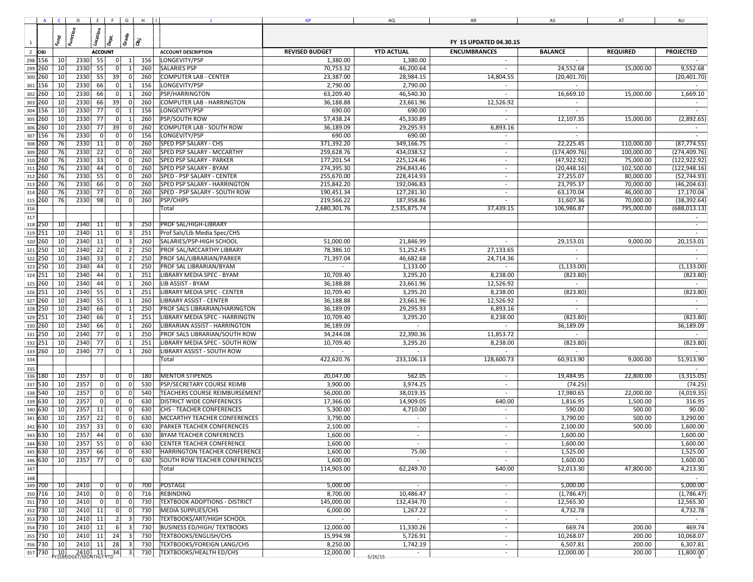| | A | C | D | E | F | G | H | I | J | AP | AQ | AR | AS | AT | AU |
|---|---|---|---|---|---|---|---|---|---|---|---|---|---|---|---|
| 1 | | Fund | Function | Location | Dept. | Grade | Obj. | | | FY 15 UPDATED 04.30.15 | | | | | |
| 2 | OBJ | | | ACCOUNT | | | | | ACCOUNT DESCRIPTION | REVISED BUDGET | YTD ACTUAL | ENCUMBRANCES | BALANCE | REQUIRED | PROJECTED |
| 298 | 156 | 10 | 2330 | 55 | 0 | 1 | 156 | | LONGEVITY/PSP | 1,380.00 | 1,380.00 | - | - | | - |
| 299 | 260 | 10 | 2330 | 55 | 0 | 1 | 260 | | SALARIES PSP | 70,753.32 | 46,200.64 | - | 24,552.68 | 15,000.00 | 9,552.68 |
| 300 | 260 | 10 | 2330 | 55 | 39 | 0 | 260 | | COMPUTER LAB - CENTER | 23,387.00 | 28,984.15 | 14,804.55 | (20,401.70) | | (20,401.70) |
| 301 | 156 | 10 | 2330 | 66 | 0 | 1 | 156 | | LONGEVITY/PSP | 2,790.00 | 2,790.00 | - | - | | - |
| 302 | 260 | 10 | 2330 | 66 | 0 | 1 | 260 | | PSP/HARRINGTON | 63,209.40 | 46,540.30 | - | 16,669.10 | 15,000.00 | 1,669.10 |
| 303 | 260 | 10 | 2330 | 66 | 39 | 0 | 260 | | COMPUTER LAB - HARRINGTON | 36,188.88 | 23,661.96 | 12,526.92 | - | | - |
| 304 | 156 | 10 | 2330 | 77 | 0 | 1 | 156 | | LONGEVITY/PSP | 690.00 | 690.00 | - | - | | - |
| 305 | 260 | 10 | 2330 | 77 | 0 | 1 | 260 | | PSP/SOUTH ROW | 57,438.24 | 45,330.89 | - | 12,107.35 | 15,000.00 | (2,892.65) |
| 306 | 260 | 10 | 2330 | 77 | 39 | 0 | 260 | | COMPUTER LAB - SOUTH ROW | 36,189.09 | 29,295.93 | 6,893.16 | - | | - |
| 307 | 156 | 76 | 2330 | 0 | 0 | 0 | 156 | | LONGEVITY/PSP | 690.00 | 690.00 | - | - | | - |
| 308 | 260 | 76 | 2330 | 11 | 0 | 0 | 260 | | SPED PSP SALARY - CHS | 371,392.20 | 349,166.75 | - | 22,225.45 | 110,000.00 | (87,774.55) |
| 309 | 260 | 76 | 2330 | 22 | 0 | 0 | 260 | | SPED PSP SALARY - MCCARTHY | 259,628.76 | 434,038.52 | - | (174,409.76) | 100,000.00 | (274,409.76) |
| 310 | 260 | 76 | 2330 | 33 | 0 | 0 | 260 | | SPED PSP SALARY - PARKER | 177,201.54 | 225,124.46 | - | (47,922.92) | 75,000.00 | (122,922.92) |
| 311 | 260 | 76 | 2330 | 44 | 0 | 0 | 260 | | SPED PSP SALARY - BYAM | 274,395.30 | 294,843.46 | - | (20,448.16) | 102,500.00 | (122,948.16) |
| 312 | 260 | 76 | 2330 | 55 | 0 | 0 | 260 | | SPED - PSP SALARY - CENTER | 255,670.00 | 228,414.93 | - | 27,255.07 | 80,000.00 | (52,744.93) |
| 313 | 260 | 76 | 2330 | 66 | 0 | 0 | 260 | | SPED PSP SALARY - HARRINGTON | 215,842.20 | 192,046.83 | - | 23,795.37 | 70,000.00 | (46,204.63) |
| 314 | 260 | 76 | 2330 | 77 | 0 | 0 | 260 | | SPED - PSP SALARY - SOUTH ROW | 190,451.34 | 127,281.30 | - | 63,170.04 | 46,000.00 | 17,170.04 |
| 315 | 260 | 76 | 2330 | 98 | 0 | 0 | 260 | | PSP/CHIPS | 219,566.22 | 187,958.86 | - | 31,607.36 | 70,000.00 | (38,392.64) |
| 316 | | | | | | | | | Total | 2,680,301.76 | 2,535,875.74 | 37,439.15 | 106,986.87 | 795,000.00 | (688,013.13) |
| 317 | | | | | | | | | | | | | | | - |
| 318 | 250 | 10 | 2340 | 11 | 0 | 3 | 250 | | PROF SAL/HIGH-LIBRARY | | | | | | - |
| 319 | 251 | 10 | 2340 | 11 | 0 | 3 | 251 | | Prof Sals/Lib Media Spec/CHS | | | | | | - |
| 320 | 260 | 10 | 2340 | 11 | 0 | 3 | 260 | | SALARIES/PSP-HIGH SCHOOL | 51,000.00 | 21,846.99 | - | 29,153.01 | 9,000.00 | 20,153.01 |
| 321 | 250 | 10 | 2340 | 22 | 0 | 2 | 250 | | PROF SAL/MCCARTHY LIBRARY | 78,386.10 | 51,252.45 | 27,133.65 | - | | - |
| 322 | 250 | 10 | 2340 | 33 | 0 | 2 | 250 | | PROF SAL/LIBRARIAN/PARKER | 71,397.04 | 46,682.68 | 24,714.36 | - | | - |
| 323 | 250 | 10 | 2340 | 44 | 0 | 1 | 250 | | PROF SAL LIBRARIAN/BYAM | - | 1,133.00 | - | (1,133.00) | | (1,133.00) |
| 324 | 251 | 10 | 2340 | 44 | 0 | 1 | 251 | | LIBRARY MEDIA SPEC - BYAM | 10,709.40 | 3,295.20 | 8,238.00 | (823.80) | | (823.80) |
| 325 | 260 | 10 | 2340 | 44 | 0 | 1 | 260 | | LIB ASSIST - BYAM | 36,188.88 | 23,661.96 | 12,526.92 | - | | - |
| 326 | 251 | 10 | 2340 | 55 | 0 | 1 | 251 | | LIBRARY MEDIA SPEC - CENTER | 10,709.40 | 3,295.20 | 8,238.00 | (823.80) | | (823.80) |
| 327 | 260 | 10 | 2340 | 55 | 0 | 1 | 260 | | LIBRARY ASSISTANT - CENTER | 36,188.88 | 23,661.96 | 12,526.92 | - | | - |
| 328 | 250 | 10 | 2340 | 66 | 0 | 1 | 250 | | PROF SALS LIBRARIAN/HARINGTON | 36,189.09 | 29,295.93 | 6,893.16 | - | | - |
| 329 | 251 | 10 | 2340 | 66 | 0 | 1 | 251 | | LIBRARY MEDIA SPEC - HARRINGTN | 10,709.40 | 3,295.20 | 8,238.00 | (823.80) | | (823.80) |
| 330 | 260 | 10 | 2340 | 66 | 0 | 1 | 260 | | LIBRARIAN ASSIST - HARRINGTON | 36,189.09 | - | - | 36,189.09 | | 36,189.09 |
| 331 | 250 | 10 | 2340 | 77 | 0 | 1 | 250 | | PROF SALS LIBRARIAN/SOUTH ROW | 34,244.08 | 22,390.36 | 11,853.72 | - | | - |
| 332 | 251 | 10 | 2340 | 77 | 0 | 1 | 251 | | LIBRARY MEDIA SPEC - SOUTH ROW | 10,709.40 | 3,295.20 | 8,238.00 | (823.80) | | (823.80) |
| 333 | 260 | 10 | 2340 | 77 | 0 | 1 | 260 | | LIBRARY ASSIST - SOUTH ROW | - | - | - | - | | - |
| 334 | | | | | | | | | Total | 422,620.76 | 233,106.13 | 128,600.73 | 60,913.90 | 9,000.00 | 51,913.90 |
| 335 | | | | | | | | | | | | | | | - |
| 336 | 180 | 10 | 2357 | 0 | 0 | 0 | 180 | | MENTOR STIPENDS | 20,047.00 | 562.05 | - | 19,484.95 | 22,800.00 | (3,315.05) |
| 337 | 530 | 10 | 2357 | 0 | 0 | 0 | 530 | | PSP/SECRETARY COURSE REIMB | 3,900.00 | 3,974.25 | - | (74.25) | | (74.25) |
| 338 | 540 | 10 | 2357 | 0 | 0 | 0 | 540 | | TEACHERS COURSE REIMBURSEMENT | 56,000.00 | 38,019.35 | - | 17,980.65 | 22,000.00 | (4,019.35) |
| 339 | 630 | 10 | 2357 | 0 | 0 | 0 | 630 | | DISTRICT WIDE CONFERENCES | 17,366.00 | 14,909.05 | 640.00 | 1,816.95 | 1,500.00 | 316.95 |
| 340 | 630 | 10 | 2357 | 11 | 0 | 0 | 630 | | CHS - TEACHER CONFERENCES | 5,300.00 | 4,710.00 | - | 590.00 | 500.00 | 90.00 |
| 341 | 630 | 10 | 2357 | 22 | 0 | 0 | 630 | | MCCARTHY TEACHER CONFERENCES | 3,790.00 | - | - | 3,790.00 | 500.00 | 3,290.00 |
| 342 | 630 | 10 | 2357 | 33 | 0 | 0 | 630 | | PARKER TEACHER CONFERENCES | 2,100.00 | - | - | 2,100.00 | 500.00 | 1,600.00 |
| 343 | 630 | 10 | 2357 | 44 | 0 | 0 | 630 | | BYAM TEACHER CONFERENCES | 1,600.00 | - | - | 1,600.00 | | 1,600.00 |
| 344 | 630 | 10 | 2357 | 55 | 0 | 0 | 630 | | CENTER TEACHER CONFERENCE | 1,600.00 | - | - | 1,600.00 | | 1,600.00 |
| 345 | 630 | 10 | 2357 | 66 | 0 | 0 | 630 | | HARRINGTON TEACHER CONFERENCE | 1,600.00 | 75.00 | - | 1,525.00 | | 1,525.00 |
| 346 | 630 | 10 | 2357 | 77 | 0 | 0 | 630 | | SOUTH ROW TEACHER CONFERENCES | 1,600.00 | - | - | 1,600.00 | | 1,600.00 |
| 347 | | | | | | | | | Total | 114,903.00 | 62,249.70 | 640.00 | 52,013.30 | 47,800.00 | 4,213.30 |
| 348 | | | | | | | | | | | | | | | - |
| 349 | 700 | 10 | 2410 | 0 | 0 | 0 | 700 | | POSTAGE | 5,000.00 | - | - | 5,000.00 | | 5,000.00 |
| 350 | 716 | 10 | 2410 | 0 | 0 | 0 | 716 | | REBINDING | 8,700.00 | 10,486.47 | - | (1,786.47) | | (1,786.47) |
| 351 | 730 | 10 | 2410 | 0 | 0 | 0 | 730 | | TEXTBOOK ADOPTIONS - DISTRICT | 145,000.00 | 132,434.70 | - | 12,565.30 | | 12,565.30 |
| 352 | 730 | 10 | 2410 | 11 | 0 | 0 | 730 | | MEDIA SUPPLIES/CHS | 6,000.00 | 1,267.22 | - | 4,732.78 | | 4,732.78 |
| 353 | 730 | 10 | 2410 | 11 | 2 | 3 | 730 | | TEXTBOOKS/ART/HIGH SCHOOL | - | - | - | - | | - |
| 354 | 730 | 10 | 2410 | 11 | 6 | 3 | 730 | | BUSINESS ED/HIGH/ TEXTBOOKS | 12,000.00 | 11,330.26 | - | 669.74 | 200.00 | 469.74 |
| 355 | 730 | 10 | 2410 | 11 | 24 | 3 | 730 | | TEXTBOOKS/ENGLISH/CHS | 15,994.98 | 5,726.91 | - | 10,268.07 | 200.00 | 10,068.07 |
| 356 | 730 | 10 | 2410 | 11 | 28 | 3 | 730 | | TEXTBOOKS/FOREIGN LANG/CHS | 8,250.00 | 1,742.19 | - | 6,507.81 | 200.00 | 6,307.81 |
| 357 | 730 | 10 | 2410 | 11 | 34 | 3 | 730 | | TEXTBOOKS/HEALTH ED/CHS | 12,000.00 | - | - | 12,000.00 | 200.00 | 11,800.00 |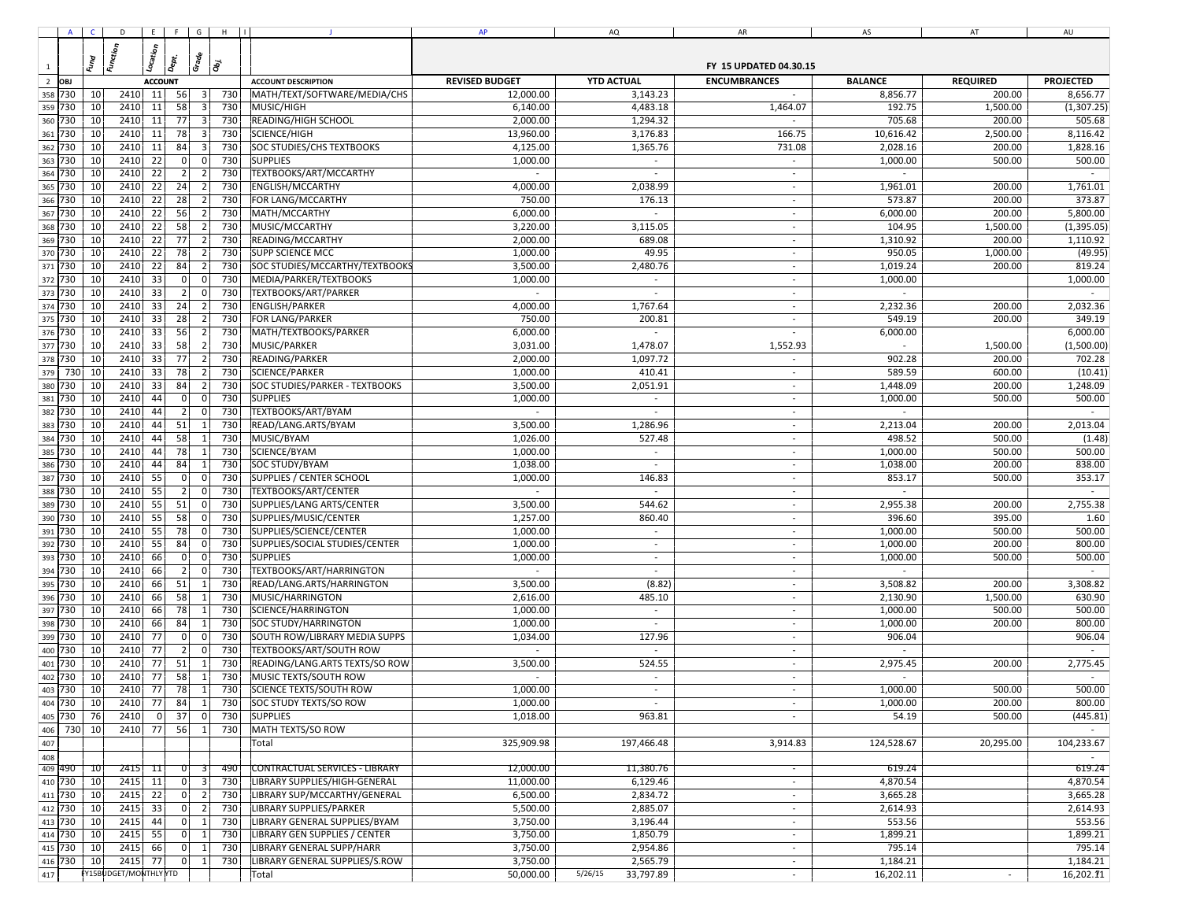| | A | C | D | E | F | G | H | J | AP | AQ | AR | AS | AT | AU |
|---|---|---|---|---|---|---|---|---|---|---|---|---|---|---|
| 1 | | Fund | Function | Location | Dept. | Grade | Obj. | | | | FY 15 UPDATED 04.30.15 | | | |
| 2 | OBJ | | | ACCOUNT | | | | ACCOUNT DESCRIPTION | REVISED BUDGET | YTD ACTUAL | ENCUMBRANCES | BALANCE | REQUIRED | PROJECTED |
| 358 | 730 | 10 | 2410 | 11 | 56 | 3 | 730 | MATH/TEXT/SOFTWARE/MEDIA/CHS | 12,000.00 | 3,143.23 | - | 8,856.77 | 200.00 | 8,656.77 |
| 359 | 730 | 10 | 2410 | 11 | 58 | 3 | 730 | MUSIC/HIGH | 6,140.00 | 4,483.18 | 1,464.07 | 192.75 | 1,500.00 | (1,307.25) |
| 360 | 730 | 10 | 2410 | 11 | 77 | 3 | 730 | READING/HIGH SCHOOL | 2,000.00 | 1,294.32 | - | 705.68 | 200.00 | 505.68 |
| 361 | 730 | 10 | 2410 | 11 | 78 | 3 | 730 | SCIENCE/HIGH | 13,960.00 | 3,176.83 | 166.75 | 10,616.42 | 2,500.00 | 8,116.42 |
| 362 | 730 | 10 | 2410 | 11 | 84 | 3 | 730 | SOC STUDIES/CHS TEXTBOOKS | 4,125.00 | 1,365.76 | 731.08 | 2,028.16 | 200.00 | 1,828.16 |
| 363 | 730 | 10 | 2410 | 22 | 0 | 0 | 730 | SUPPLIES | 1,000.00 | - | - | 1,000.00 | 500.00 | 500.00 |
| 364 | 730 | 10 | 2410 | 22 | 2 | 2 | 730 | TEXTBOOKS/ART/MCCARTHY | - | - | - | - | | - |
| 365 | 730 | 10 | 2410 | 22 | 24 | 2 | 730 | ENGLISH/MCCARTHY | 4,000.00 | 2,038.99 | - | 1,961.01 | 200.00 | 1,761.01 |
| 366 | 730 | 10 | 2410 | 22 | 28 | 2 | 730 | FOR LANG/MCCARTHY | 750.00 | 176.13 | - | 573.87 | 200.00 | 373.87 |
| 367 | 730 | 10 | 2410 | 22 | 56 | 2 | 730 | MATH/MCCARTHY | 6,000.00 | - | - | 6,000.00 | 200.00 | 5,800.00 |
| 368 | 730 | 10 | 2410 | 22 | 58 | 2 | 730 | MUSIC/MCCARTHY | 3,220.00 | 3,115.05 | - | 104.95 | 1,500.00 | (1,395.05) |
| 369 | 730 | 10 | 2410 | 22 | 77 | 2 | 730 | READING/MCCARTHY | 2,000.00 | 689.08 | - | 1,310.92 | 200.00 | 1,110.92 |
| 370 | 730 | 10 | 2410 | 22 | 78 | 2 | 730 | SUPP SCIENCE MCC | 1,000.00 | 49.95 | - | 950.05 | 1,000.00 | (49.95) |
| 371 | 730 | 10 | 2410 | 22 | 84 | 2 | 730 | SOC STUDIES/MCCARTHY/TEXTBOOKS | 3,500.00 | 2,480.76 | - | 1,019.24 | 200.00 | 819.24 |
| 372 | 730 | 10 | 2410 | 33 | 0 | 0 | 730 | MEDIA/PARKER/TEXTBOOKS | 1,000.00 | - | - | 1,000.00 | | 1,000.00 |
| 373 | 730 | 10 | 2410 | 33 | 2 | 0 | 730 | TEXTBOOKS/ART/PARKER | - | - | - | - | | - |
| 374 | 730 | 10 | 2410 | 33 | 24 | 2 | 730 | ENGLISH/PARKER | 4,000.00 | 1,767.64 | - | 2,232.36 | 200.00 | 2,032.36 |
| 375 | 730 | 10 | 2410 | 33 | 28 | 2 | 730 | FOR LANG/PARKER | 750.00 | 200.81 | - | 549.19 | 200.00 | 349.19 |
| 376 | 730 | 10 | 2410 | 33 | 56 | 2 | 730 | MATH/TEXTBOOKS/PARKER | 6,000.00 | - | - | 6,000.00 | | 6,000.00 |
| 377 | 730 | 10 | 2410 | 33 | 58 | 2 | 730 | MUSIC/PARKER | 3,031.00 | 1,478.07 | 1,552.93 | - | 1,500.00 | (1,500.00) |
| 378 | 730 | 10 | 2410 | 33 | 77 | 2 | 730 | READING/PARKER | 2,000.00 | 1,097.72 | - | 902.28 | 200.00 | 702.28 |
| 379 | 730 | 10 | 2410 | 33 | 78 | 2 | 730 | SCIENCE/PARKER | 1,000.00 | 410.41 | - | 589.59 | 600.00 | (10.41) |
| 380 | 730 | 10 | 2410 | 33 | 84 | 2 | 730 | SOC STUDIES/PARKER - TEXTBOOKS | 3,500.00 | 2,051.91 | - | 1,448.09 | 200.00 | 1,248.09 |
| 381 | 730 | 10 | 2410 | 44 | 0 | 0 | 730 | SUPPLIES | 1,000.00 | - | - | 1,000.00 | 500.00 | 500.00 |
| 382 | 730 | 10 | 2410 | 44 | 2 | 0 | 730 | TEXTBOOKS/ART/BYAM | - | - | - | - | | - |
| 383 | 730 | 10 | 2410 | 44 | 51 | 1 | 730 | READ/LANG.ARTS/BYAM | 3,500.00 | 1,286.96 | - | 2,213.04 | 200.00 | 2,013.04 |
| 384 | 730 | 10 | 2410 | 44 | 58 | 1 | 730 | MUSIC/BYAM | 1,026.00 | 527.48 | - | 498.52 | 500.00 | (1.48) |
| 385 | 730 | 10 | 2410 | 44 | 78 | 1 | 730 | SCIENCE/BYAM | 1,000.00 | - | - | 1,000.00 | 500.00 | 500.00 |
| 386 | 730 | 10 | 2410 | 44 | 84 | 1 | 730 | SOC STUDY/BYAM | 1,038.00 | - | - | 1,038.00 | 200.00 | 838.00 |
| 387 | 730 | 10 | 2410 | 55 | 0 | 0 | 730 | SUPPLIES / CENTER SCHOOL | 1,000.00 | 146.83 | - | 853.17 | 500.00 | 353.17 |
| 388 | 730 | 10 | 2410 | 55 | 2 | 0 | 730 | TEXTBOOKS/ART/CENTER | - | - | - | - | | - |
| 389 | 730 | 10 | 2410 | 55 | 51 | 0 | 730 | SUPPLIES/LANG ARTS/CENTER | 3,500.00 | 544.62 | - | 2,955.38 | 200.00 | 2,755.38 |
| 390 | 730 | 10 | 2410 | 55 | 58 | 0 | 730 | SUPPLIES/MUSIC/CENTER | 1,257.00 | 860.40 | - | 396.60 | 395.00 | 1.60 |
| 391 | 730 | 10 | 2410 | 55 | 78 | 0 | 730 | SUPPLIES/SCIENCE/CENTER | 1,000.00 | - | - | 1,000.00 | 500.00 | 500.00 |
| 392 | 730 | 10 | 2410 | 55 | 84 | 0 | 730 | SUPPLIES/SOCIAL STUDIES/CENTER | 1,000.00 | - | - | 1,000.00 | 200.00 | 800.00 |
| 393 | 730 | 10 | 2410 | 66 | 0 | 0 | 730 | SUPPLIES | 1,000.00 | - | - | 1,000.00 | 500.00 | 500.00 |
| 394 | 730 | 10 | 2410 | 66 | 2 | 0 | 730 | TEXTBOOKS/ART/HARRINGTON | - | - | - | - | | - |
| 395 | 730 | 10 | 2410 | 66 | 51 | 1 | 730 | READ/LANG.ARTS/HARRINGTON | 3,500.00 | (8.82) | - | 3,508.82 | 200.00 | 3,308.82 |
| 396 | 730 | 10 | 2410 | 66 | 58 | 1 | 730 | MUSIC/HARRINGTON | 2,616.00 | 485.10 | - | 2,130.90 | 1,500.00 | 630.90 |
| 397 | 730 | 10 | 2410 | 66 | 78 | 1 | 730 | SCIENCE/HARRINGTON | 1,000.00 | - | - | 1,000.00 | 500.00 | 500.00 |
| 398 | 730 | 10 | 2410 | 66 | 84 | 1 | 730 | SOC STUDY/HARRINGTON | 1,000.00 | - | - | 1,000.00 | 200.00 | 800.00 |
| 399 | 730 | 10 | 2410 | 77 | 0 | 0 | 730 | SOUTH ROW/LIBRARY MEDIA SUPPS | 1,034.00 | 127.96 | - | 906.04 | | 906.04 |
| 400 | 730 | 10 | 2410 | 77 | 2 | 0 | 730 | TEXTBOOKS/ART/SOUTH ROW | - | - | - | - | | - |
| 401 | 730 | 10 | 2410 | 77 | 51 | 1 | 730 | READING/LANG.ARTS TEXTS/SO ROW | 3,500.00 | 524.55 | - | 2,975.45 | 200.00 | 2,775.45 |
| 402 | 730 | 10 | 2410 | 77 | 58 | 1 | 730 | MUSIC TEXTS/SOUTH ROW | - | - | - | - | | - |
| 403 | 730 | 10 | 2410 | 77 | 78 | 1 | 730 | SCIENCE TEXTS/SOUTH ROW | 1,000.00 | - | - | 1,000.00 | 500.00 | 500.00 |
| 404 | 730 | 10 | 2410 | 77 | 84 | 1 | 730 | SOC STUDY TEXTS/SO ROW | 1,000.00 | - | - | 1,000.00 | 200.00 | 800.00 |
| 405 | 730 | 76 | 2410 | 0 | 37 | 0 | 730 | SUPPLIES | 1,018.00 | 963.81 | - | 54.19 | 500.00 | (445.81) |
| 406 | 730 | 10 | 2410 | 77 | 56 | 1 | 730 | MATH TEXTS/SO ROW | | | | | | - |
| 407 | | | | | | | | Total | 325,909.98 | 197,466.48 | 3,914.83 | 124,528.67 | 20,295.00 | 104,233.67 |
| 408 | | | | | | | | | | | | | | - |
| 409 | 490 | 10 | 2415 | 11 | 0 | 3 | 490 | CONTRACTUAL SERVICES - LIBRARY | 12,000.00 | 11,380.76 | - | 619.24 | | 619.24 |
| 410 | 730 | 10 | 2415 | 11 | 0 | 3 | 730 | LIBRARY SUPPLIES/HIGH-GENERAL | 11,000.00 | 6,129.46 | - | 4,870.54 | | 4,870.54 |
| 411 | 730 | 10 | 2415 | 22 | 0 | 2 | 730 | LIBRARY SUP/MCCARTHY/GENERAL | 6,500.00 | 2,834.72 | - | 3,665.28 | | 3,665.28 |
| 412 | 730 | 10 | 2415 | 33 | 0 | 2 | 730 | LIBRARY SUPPLIES/PARKER | 5,500.00 | 2,885.07 | - | 2,614.93 | | 2,614.93 |
| 413 | 730 | 10 | 2415 | 44 | 0 | 1 | 730 | LIBRARY GENERAL SUPPLIES/BYAM | 3,750.00 | 3,196.44 | - | 553.56 | | 553.56 |
| 414 | 730 | 10 | 2415 | 55 | 0 | 1 | 730 | LIBRARY GEN SUPPLIES / CENTER | 3,750.00 | 1,850.79 | - | 1,899.21 | | 1,899.21 |
| 415 | 730 | 10 | 2415 | 66 | 0 | 1 | 730 | LIBRARY GENERAL SUPP/HARR | 3,750.00 | 2,954.86 | - | 795.14 | | 795.14 |
| 416 | 730 | 10 | 2415 | 77 | 0 | 1 | 730 | LIBRARY GENERAL SUPPLIES/S.ROW | 3,750.00 | 2,565.79 | - | 1,184.21 | | 1,184.21 |
| 417 | | FY15BUDGET/MONTHLY YTD | | | | | | Total | 50,000.00 | 5/26/15 33,797.89 | - | 16,202.11 | - | 16,202.11 |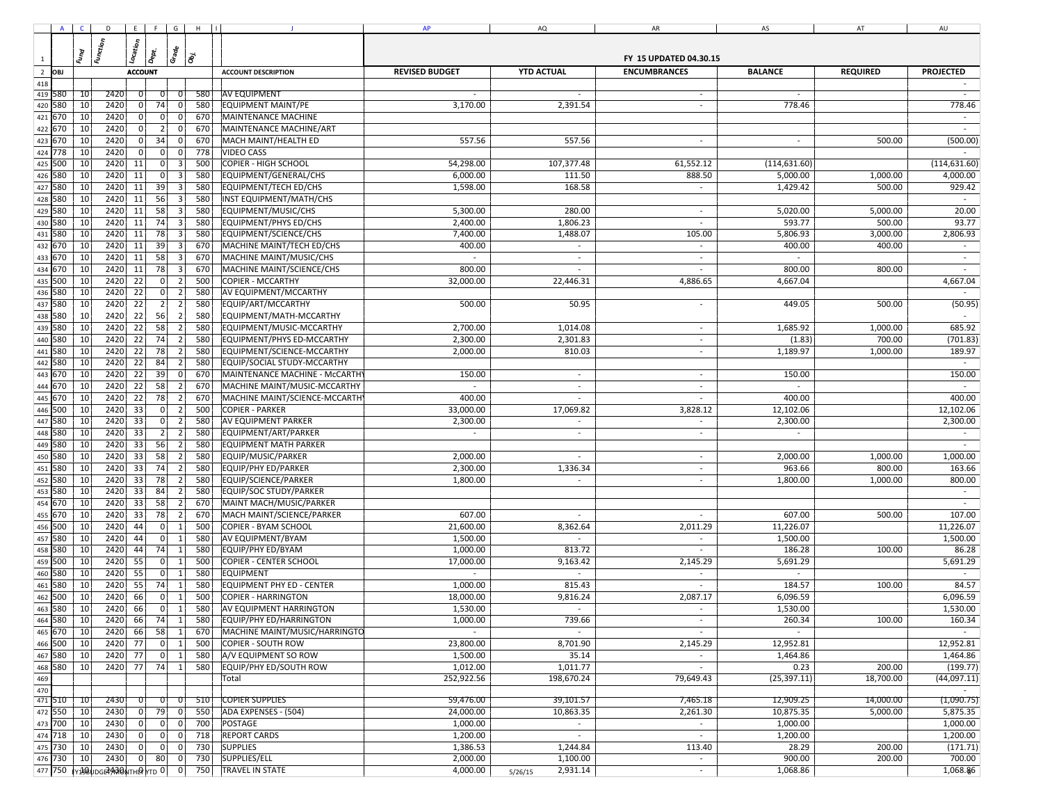| OBJ | Fund | Function | Location | Dept. | Grade | Obj. | ACCOUNT DESCRIPTION | FY 15 UPDATED 04.30.15 REVISED BUDGET | YTD ACTUAL | ENCUMBRANCES | BALANCE | REQUIRED | PROJECTED |
|---|---|---|---|---|---|---|---|---|---|---|---|---|---|
| | | | | | | | | | | | | | - |
| 580 | 10 | 2420 | 0 | 0 | 0 | 580 | AV EQUIPMENT | - | - | - | - | | - |
| 580 | 10 | 2420 | 0 | 74 | 0 | 580 | EQUIPMENT MAINT/PE | 3,170.00 | 2,391.54 | - | 778.46 | | 778.46 |
| 670 | 10 | 2420 | 0 | 0 | 0 | 670 | MAINTENANCE MACHINE | | | | | | - |
| 670 | 10 | 2420 | 0 | 2 | 0 | 670 | MAINTENANCE MACHINE/ART | | | | | | - |
| 670 | 10 | 2420 | 0 | 34 | 0 | 670 | MACH MAINT/HEALTH ED | 557.56 | 557.56 | - | - | 500.00 | (500.00) |
| 778 | 10 | 2420 | 0 | 0 | 0 | 778 | VIDEO CASS | | | | | | - |
| 500 | 10 | 2420 | 11 | 0 | 3 | 500 | COPIER - HIGH SCHOOL | 54,298.00 | 107,377.48 | 61,552.12 | (114,631.60) | | (114,631.60) |
| 580 | 10 | 2420 | 11 | 0 | 3 | 580 | EQUIPMENT/GENERAL/CHS | 6,000.00 | 111.50 | 888.50 | 5,000.00 | 1,000.00 | 4,000.00 |
| 580 | 10 | 2420 | 11 | 39 | 3 | 580 | EQUIPMENT/TECH ED/CHS | 1,598.00 | 168.58 | - | 1,429.42 | 500.00 | 929.42 |
| 580 | 10 | 2420 | 11 | 56 | 3 | 580 | INST EQUIPMENT/MATH/CHS | | | | | | - |
| 580 | 10 | 2420 | 11 | 58 | 3 | 580 | EQUIPMENT/MUSIC/CHS | 5,300.00 | 280.00 | - | 5,020.00 | 5,000.00 | 20.00 |
| 580 | 10 | 2420 | 11 | 74 | 3 | 580 | EQUIPMENT/PHYS ED/CHS | 2,400.00 | 1,806.23 | - | 593.77 | 500.00 | 93.77 |
| 580 | 10 | 2420 | 11 | 78 | 3 | 580 | EQUIPMENT/SCIENCE/CHS | 7,400.00 | 1,488.07 | 105.00 | 5,806.93 | 3,000.00 | 2,806.93 |
| 670 | 10 | 2420 | 11 | 39 | 3 | 670 | MACHINE MAINT/TECH ED/CHS | 400.00 | - | - | 400.00 | 400.00 | - |
| 670 | 10 | 2420 | 11 | 58 | 3 | 670 | MACHINE MAINT/MUSIC/CHS | - | - | - | - | | - |
| 670 | 10 | 2420 | 11 | 78 | 3 | 670 | MACHINE MAINT/SCIENCE/CHS | 800.00 | - | - | 800.00 | 800.00 | - |
| 500 | 10 | 2420 | 22 | 0 | 2 | 500 | COPIER - MCCARTHY | 32,000.00 | 22,446.31 | 4,886.65 | 4,667.04 | | 4,667.04 |
| 580 | 10 | 2420 | 22 | 0 | 2 | 580 | AV EQUIPMENT/MCCARTHY | | | | | | - |
| 580 | 10 | 2420 | 22 | 2 | 2 | 580 | EQUIP/ART/MCCARTHY | 500.00 | 50.95 | - | 449.05 | 500.00 | (50.95) |
| 580 | 10 | 2420 | 22 | 56 | 2 | 580 | EQUIPMENT/MATH-MCCARTHY | | | | | | - |
| 580 | 10 | 2420 | 22 | 58 | 2 | 580 | EQUIPMENT/MUSIC-MCCARTHY | 2,700.00 | 1,014.08 | - | 1,685.92 | 1,000.00 | 685.92 |
| 580 | 10 | 2420 | 22 | 74 | 2 | 580 | EQUIPMENT/PHYS ED-MCCARTHY | 2,300.00 | 2,301.83 | - | (1.83) | 700.00 | (701.83) |
| 580 | 10 | 2420 | 22 | 78 | 2 | 580 | EQUIPMENT/SCIENCE-MCCARTHY | 2,000.00 | 810.03 | - | 1,189.97 | 1,000.00 | 189.97 |
| 580 | 10 | 2420 | 22 | 84 | 2 | 580 | EQUIP/SOCIAL STUDY-MCCARTHY | | | | | | - |
| 670 | 10 | 2420 | 22 | 39 | 0 | 670 | MAINTENANCE MACHINE - McCARTHY | 150.00 | - | - | 150.00 | | 150.00 |
| 670 | 10 | 2420 | 22 | 58 | 2 | 670 | MACHINE MAINT/MUSIC-MCCARTHY | - | - | - | - | | - |
| 670 | 10 | 2420 | 22 | 78 | 2 | 670 | MACHINE MAINT/SCIENCE-MCCARTHY | 400.00 | - | - | 400.00 | | 400.00 |
| 500 | 10 | 2420 | 33 | 0 | 2 | 500 | COPIER - PARKER | 33,000.00 | 17,069.82 | 3,828.12 | 12,102.06 | | 12,102.06 |
| 580 | 10 | 2420 | 33 | 0 | 2 | 580 | AV EQUIPMENT PARKER | 2,300.00 | - | - | 2,300.00 | | 2,300.00 |
| 580 | 10 | 2420 | 33 | 2 | 2 | 580 | EQUIPMENT/ART/PARKER | - | - | - | - | | - |
| 580 | 10 | 2420 | 33 | 56 | 2 | 580 | EQUIPMENT MATH PARKER | | | | | | - |
| 580 | 10 | 2420 | 33 | 58 | 2 | 580 | EQUIP/MUSIC/PARKER | 2,000.00 | - | - | 2,000.00 | 1,000.00 | 1,000.00 |
| 580 | 10 | 2420 | 33 | 74 | 2 | 580 | EQUIP/PHY ED/PARKER | 2,300.00 | 1,336.34 | - | 963.66 | 800.00 | 163.66 |
| 580 | 10 | 2420 | 33 | 78 | 2 | 580 | EQUIP/SCIENCE/PARKER | 1,800.00 | - | - | 1,800.00 | 1,000.00 | 800.00 |
| 580 | 10 | 2420 | 33 | 84 | 2 | 580 | EQUIP/SOC STUDY/PARKER | | | | | | - |
| 670 | 10 | 2420 | 33 | 58 | 2 | 670 | MAINT MACH/MUSIC/PARKER | | | | | | - |
| 670 | 10 | 2420 | 33 | 78 | 2 | 670 | MACH MAINT/SCIENCE/PARKER | 607.00 | - | - | 607.00 | 500.00 | 107.00 |
| 500 | 10 | 2420 | 44 | 0 | 1 | 500 | COPIER - BYAM SCHOOL | 21,600.00 | 8,362.64 | 2,011.29 | 11,226.07 | | 11,226.07 |
| 580 | 10 | 2420 | 44 | 0 | 1 | 580 | AV EQUIPMENT/BYAM | 1,500.00 | - | - | 1,500.00 | | 1,500.00 |
| 580 | 10 | 2420 | 44 | 74 | 1 | 580 | EQUIP/PHY ED/BYAM | 1,000.00 | 813.72 | - | 186.28 | 100.00 | 86.28 |
| 500 | 10 | 2420 | 55 | 0 | 1 | 500 | COPIER - CENTER SCHOOL | 17,000.00 | 9,163.42 | 2,145.29 | 5,691.29 | | 5,691.29 |
| 580 | 10 | 2420 | 55 | 0 | 1 | 580 | EQUIPMENT | - | - | - | - | | - |
| 580 | 10 | 2420 | 55 | 74 | 1 | 580 | EQUIPMENT PHY ED - CENTER | 1,000.00 | 815.43 | - | 184.57 | 100.00 | 84.57 |
| 500 | 10 | 2420 | 66 | 0 | 1 | 500 | COPIER - HARRINGTON | 18,000.00 | 9,816.24 | 2,087.17 | 6,096.59 | | 6,096.59 |
| 580 | 10 | 2420 | 66 | 0 | 1 | 580 | AV EQUIPMENT HARRINGTON | 1,530.00 | - | - | 1,530.00 | | 1,530.00 |
| 580 | 10 | 2420 | 66 | 74 | 1 | 580 | EQUIP/PHY ED/HARRINGTON | 1,000.00 | 739.66 | - | 260.34 | 100.00 | 160.34 |
| 670 | 10 | 2420 | 66 | 58 | 1 | 670 | MACHINE MAINT/MUSIC/HARRINGTO | - | - | - | - | | - |
| 500 | 10 | 2420 | 77 | 0 | 1 | 500 | COPIER - SOUTH ROW | 23,800.00 | 8,701.90 | 2,145.29 | 12,952.81 | | 12,952.81 |
| 580 | 10 | 2420 | 77 | 0 | 1 | 580 | A/V EQUIPMENT SO ROW | 1,500.00 | 35.14 | - | 1,464.86 | | 1,464.86 |
| 580 | 10 | 2420 | 77 | 74 | 1 | 580 | EQUIP/PHY ED/SOUTH ROW | 1,012.00 | 1,011.77 | - | 0.23 | 200.00 | (199.77) |
| | | | | | | | Total | 252,922.56 | 198,670.24 | 79,649.43 | (25,397.11) | 18,700.00 | (44,097.11) |
| | | | | | | | | | | | | | - |
| 510 | 10 | 2430 | 0 | 0 | 0 | 510 | COPIER SUPPLIES | 59,476.00 | 39,101.57 | 7,465.18 | 12,909.25 | 14,000.00 | (1,090.75) |
| 550 | 10 | 2430 | 0 | 79 | 0 | 550 | ADA EXPENSES - (504) | 24,000.00 | 10,863.35 | 2,261.30 | 10,875.35 | 5,000.00 | 5,875.35 |
| 700 | 10 | 2430 | 0 | 0 | 0 | 700 | POSTAGE | 1,000.00 | - | - | 1,000.00 | | 1,000.00 |
| 718 | 10 | 2430 | 0 | 0 | 0 | 718 | REPORT CARDS | 1,200.00 | - | - | 1,200.00 | | 1,200.00 |
| 730 | 10 | 2430 | 0 | 0 | 0 | 730 | SUPPLIES | 1,386.53 | 1,244.84 | 113.40 | 28.29 | 200.00 | (171.71) |
| 730 | 10 | 2430 | 0 | 80 | 0 | 730 | SUPPLIES/ELL | 2,000.00 | 1,100.00 | - | 900.00 | 200.00 | 700.00 |
| 750 | 10 | 2430 | 0 | 0 | 0 | 750 | TRAVEL IN STATE | 4,000.00 | 2,931.14 | - | 1,068.86 | | 1,068.86 |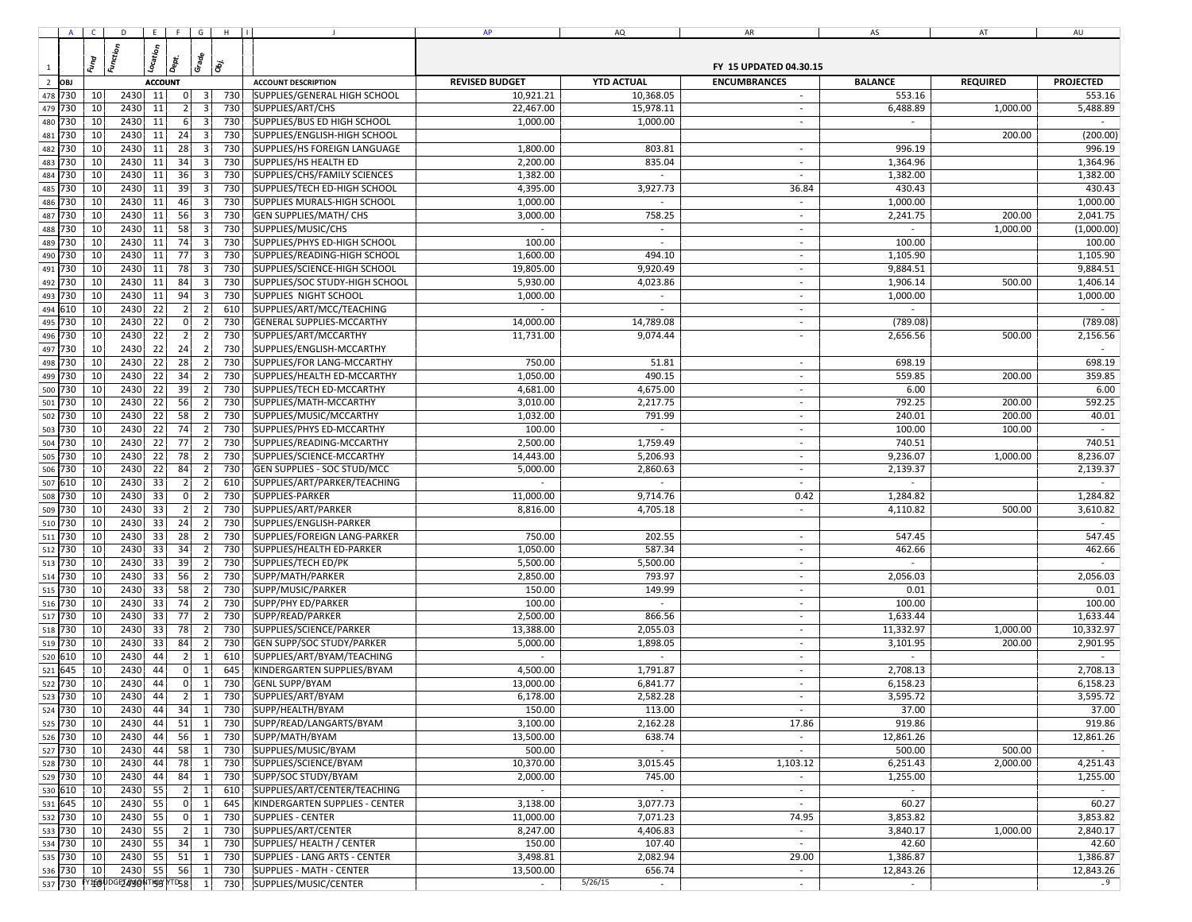| OBJ | Fund | Function | Location | Dept. | Grade | Obj. | ACCOUNT DESCRIPTION | FY 15 UPDATED 04.30.15 | | | | | |
|---|---|---|---|---|---|---|---|---|---|---|---|---|---|
| | | | ACCOUNT | | | | | REVISED BUDGET | YTD ACTUAL | ENCUMBRANCES | BALANCE | REQUIRED | PROJECTED |
| 730 | 10 | 2430 | 11 | 0 | 3 | 730 | SUPPLIES/GENERAL HIGH SCHOOL | 10,921.21 | 10,368.05 | - | 553.16 | | 553.16 |
| 730 | 10 | 2430 | 11 | 2 | 3 | 730 | SUPPLIES/ART/CHS | 22,467.00 | 15,978.11 | - | 6,488.89 | 1,000.00 | 5,488.89 |
| 730 | 10 | 2430 | 11 | 6 | 3 | 730 | SUPPLIES/BUS ED HIGH SCHOOL | 1,000.00 | 1,000.00 | - | - | | - |
| 730 | 10 | 2430 | 11 | 24 | 3 | 730 | SUPPLIES/ENGLISH-HIGH SCHOOL | | | | | 200.00 | (200.00) |
| 730 | 10 | 2430 | 11 | 28 | 3 | 730 | SUPPLIES/HS FOREIGN LANGUAGE | 1,800.00 | 803.81 | - | 996.19 | | 996.19 |
| 730 | 10 | 2430 | 11 | 34 | 3 | 730 | SUPPLIES/HS HEALTH ED | 2,200.00 | 835.04 | - | 1,364.96 | | 1,364.96 |
| 730 | 10 | 2430 | 11 | 36 | 3 | 730 | SUPPLIES/CHS/FAMILY SCIENCES | 1,382.00 | - | - | 1,382.00 | | 1,382.00 |
| 730 | 10 | 2430 | 11 | 39 | 3 | 730 | SUPPLIES/TECH ED-HIGH SCHOOL | 4,395.00 | 3,927.73 | 36.84 | 430.43 | | 430.43 |
| 730 | 10 | 2430 | 11 | 46 | 3 | 730 | SUPPLIES MURALS-HIGH SCHOOL | 1,000.00 | - | - | 1,000.00 | | 1,000.00 |
| 730 | 10 | 2430 | 11 | 56 | 3 | 730 | GEN SUPPLIES/MATH/ CHS | 3,000.00 | 758.25 | - | 2,241.75 | 200.00 | 2,041.75 |
| 730 | 10 | 2430 | 11 | 58 | 3 | 730 | SUPPLIES/MUSIC/CHS | - | - | - | - | 1,000.00 | (1,000.00) |
| 730 | 10 | 2430 | 11 | 74 | 3 | 730 | SUPPLIES/PHYS ED-HIGH SCHOOL | 100.00 | - | - | 100.00 | | 100.00 |
| 730 | 10 | 2430 | 11 | 77 | 3 | 730 | SUPPLIES/READING-HIGH SCHOOL | 1,600.00 | 494.10 | - | 1,105.90 | | 1,105.90 |
| 730 | 10 | 2430 | 11 | 78 | 3 | 730 | SUPPLIES/SCIENCE-HIGH SCHOOL | 19,805.00 | 9,920.49 | - | 9,884.51 | | 9,884.51 |
| 730 | 10 | 2430 | 11 | 84 | 3 | 730 | SUPPLIES/SOC STUDY-HIGH SCHOOL | 5,930.00 | 4,023.86 | - | 1,906.14 | 500.00 | 1,406.14 |
| 730 | 10 | 2430 | 11 | 94 | 3 | 730 | SUPPLIES NIGHT SCHOOL | 1,000.00 | - | - | 1,000.00 | | 1,000.00 |
| 610 | 10 | 2430 | 22 | 2 | 2 | 610 | SUPPLIES/ART/MCC/TEACHING | - | - | - | - | | - |
| 730 | 10 | 2430 | 22 | 0 | 2 | 730 | GENERAL SUPPLIES-MCCARTHY | 14,000.00 | 14,789.08 | - | (789.08) | | (789.08) |
| 730 | 10 | 2430 | 22 | 2 | 2 | 730 | SUPPLIES/ART/MCCARTHY | 11,731.00 | 9,074.44 | - | 2,656.56 | 500.00 | 2,156.56 |
| 730 | 10 | 2430 | 22 | 24 | 2 | 730 | SUPPLIES/ENGLISH-MCCARTHY | | | | | | - |
| 730 | 10 | 2430 | 22 | 28 | 2 | 730 | SUPPLIES/FOR LANG-MCCARTHY | 750.00 | 51.81 | - | 698.19 | | 698.19 |
| 730 | 10 | 2430 | 22 | 34 | 2 | 730 | SUPPLIES/HEALTH ED-MCCARTHY | 1,050.00 | 490.15 | - | 559.85 | 200.00 | 359.85 |
| 730 | 10 | 2430 | 22 | 39 | 2 | 730 | SUPPLIES/TECH ED-MCCARTHY | 4,681.00 | 4,675.00 | - | 6.00 | | 6.00 |
| 730 | 10 | 2430 | 22 | 56 | 2 | 730 | SUPPLIES/MATH-MCCARTHY | 3,010.00 | 2,217.75 | - | 792.25 | 200.00 | 592.25 |
| 730 | 10 | 2430 | 22 | 58 | 2 | 730 | SUPPLIES/MUSIC/MCCARTHY | 1,032.00 | 791.99 | - | 240.01 | 200.00 | 40.01 |
| 730 | 10 | 2430 | 22 | 74 | 2 | 730 | SUPPLIES/PHYS ED-MCCARTHY | 100.00 | - | - | 100.00 | 100.00 | - |
| 730 | 10 | 2430 | 22 | 77 | 2 | 730 | SUPPLIES/READING-MCCARTHY | 2,500.00 | 1,759.49 | - | 740.51 | | 740.51 |
| 730 | 10 | 2430 | 22 | 78 | 2 | 730 | SUPPLIES/SCIENCE-MCCARTHY | 14,443.00 | 5,206.93 | - | 9,236.07 | 1,000.00 | 8,236.07 |
| 730 | 10 | 2430 | 22 | 84 | 2 | 730 | GEN SUPPLIES - SOC STUD/MCC | 5,000.00 | 2,860.63 | - | 2,139.37 | | 2,139.37 |
| 610 | 10 | 2430 | 33 | 2 | 2 | 610 | SUPPLIES/ART/PARKER/TEACHING | - | - | - | - | | - |
| 730 | 10 | 2430 | 33 | 0 | 2 | 730 | SUPPLIES-PARKER | 11,000.00 | 9,714.76 | 0.42 | 1,284.82 | | 1,284.82 |
| 730 | 10 | 2430 | 33 | 2 | 2 | 730 | SUPPLIES/ART/PARKER | 8,816.00 | 4,705.18 | - | 4,110.82 | 500.00 | 3,610.82 |
| 730 | 10 | 2430 | 33 | 24 | 2 | 730 | SUPPLIES/ENGLISH-PARKER | | | | | | - |
| 730 | 10 | 2430 | 33 | 28 | 2 | 730 | SUPPLIES/FOREIGN LANG-PARKER | 750.00 | 202.55 | - | 547.45 | | 547.45 |
| 730 | 10 | 2430 | 33 | 34 | 2 | 730 | SUPPLIES/HEALTH ED-PARKER | 1,050.00 | 587.34 | - | 462.66 | | 462.66 |
| 730 | 10 | 2430 | 33 | 39 | 2 | 730 | SUPPLIES/TECH ED/PK | 5,500.00 | 5,500.00 | - | - | | - |
| 730 | 10 | 2430 | 33 | 56 | 2 | 730 | SUPP/MATH/PARKER | 2,850.00 | 793.97 | - | 2,056.03 | | 2,056.03 |
| 730 | 10 | 2430 | 33 | 58 | 2 | 730 | SUPP/MUSIC/PARKER | 150.00 | 149.99 | - | 0.01 | | 0.01 |
| 730 | 10 | 2430 | 33 | 74 | 2 | 730 | SUPP/PHY ED/PARKER | 100.00 | - | - | 100.00 | | 100.00 |
| 730 | 10 | 2430 | 33 | 77 | 2 | 730 | SUPP/READ/PARKER | 2,500.00 | 866.56 | - | 1,633.44 | | 1,633.44 |
| 730 | 10 | 2430 | 33 | 78 | 2 | 730 | SUPPLIES/SCIENCE/PARKER | 13,388.00 | 2,055.03 | - | 11,332.97 | 1,000.00 | 10,332.97 |
| 730 | 10 | 2430 | 33 | 84 | 2 | 730 | GEN SUPP/SOC STUDY/PARKER | 5,000.00 | 1,898.05 | - | 3,101.95 | 200.00 | 2,901.95 |
| 610 | 10 | 2430 | 44 | 2 | 1 | 610 | SUPPLIES/ART/BYAM/TEACHING | - | - | - | - | | - |
| 645 | 10 | 2430 | 44 | 0 | 1 | 645 | KINDERGARTEN SUPPLIES/BYAM | 4,500.00 | 1,791.87 | - | 2,708.13 | | 2,708.13 |
| 730 | 10 | 2430 | 44 | 0 | 1 | 730 | GENL SUPP/BYAM | 13,000.00 | 6,841.77 | - | 6,158.23 | | 6,158.23 |
| 730 | 10 | 2430 | 44 | 2 | 1 | 730 | SUPPLIES/ART/BYAM | 6,178.00 | 2,582.28 | - | 3,595.72 | | 3,595.72 |
| 730 | 10 | 2430 | 44 | 34 | 1 | 730 | SUPP/HEALTH/BYAM | 150.00 | 113.00 | - | 37.00 | | 37.00 |
| 730 | 10 | 2430 | 44 | 51 | 1 | 730 | SUPP/READ/LANGARTS/BYAM | 3,100.00 | 2,162.28 | 17.86 | 919.86 | | 919.86 |
| 730 | 10 | 2430 | 44 | 56 | 1 | 730 | SUPP/MATH/BYAM | 13,500.00 | 638.74 | - | 12,861.26 | | 12,861.26 |
| 730 | 10 | 2430 | 44 | 58 | 1 | 730 | SUPPLIES/MUSIC/BYAM | 500.00 | - | - | 500.00 | 500.00 | - |
| 730 | 10 | 2430 | 44 | 78 | 1 | 730 | SUPPLIES/SCIENCE/BYAM | 10,370.00 | 3,015.45 | 1,103.12 | 6,251.43 | 2,000.00 | 4,251.43 |
| 730 | 10 | 2430 | 44 | 84 | 1 | 730 | SUPP/SOC STUDY/BYAM | 2,000.00 | 745.00 | - | 1,255.00 | | 1,255.00 |
| 610 | 10 | 2430 | 55 | 2 | 1 | 610 | SUPPLIES/ART/CENTER/TEACHING | - | - | - | - | | - |
| 645 | 10 | 2430 | 55 | 0 | 1 | 645 | KINDERGARTEN SUPPLIES - CENTER | 3,138.00 | 3,077.73 | - | 60.27 | | 60.27 |
| 730 | 10 | 2430 | 55 | 0 | 1 | 730 | SUPPLIES - CENTER | 11,000.00 | 7,071.23 | 74.95 | 3,853.82 | | 3,853.82 |
| 730 | 10 | 2430 | 55 | 2 | 1 | 730 | SUPPLIES/ART/CENTER | 8,247.00 | 4,406.83 | - | 3,840.17 | 1,000.00 | 2,840.17 |
| 730 | 10 | 2430 | 55 | 34 | 1 | 730 | SUPPLIES/ HEALTH / CENTER | 150.00 | 107.40 | - | 42.60 | | 42.60 |
| 730 | 10 | 2430 | 55 | 51 | 1 | 730 | SUPPLIES - LANG ARTS - CENTER | 3,498.81 | 2,082.94 | 29.00 | 1,386.87 | | 1,386.87 |
| 730 | 10 | 2430 | 55 | 56 | 1 | 730 | SUPPLIES - MATH - CENTER | 13,500.00 | 656.74 | - | 12,843.26 | | 12,843.26 |
| 730 | 10 | 2430 | 55 | 58 | 1 | 730 | SUPPLIES/MUSIC/CENTER | - | - | - | - | | - |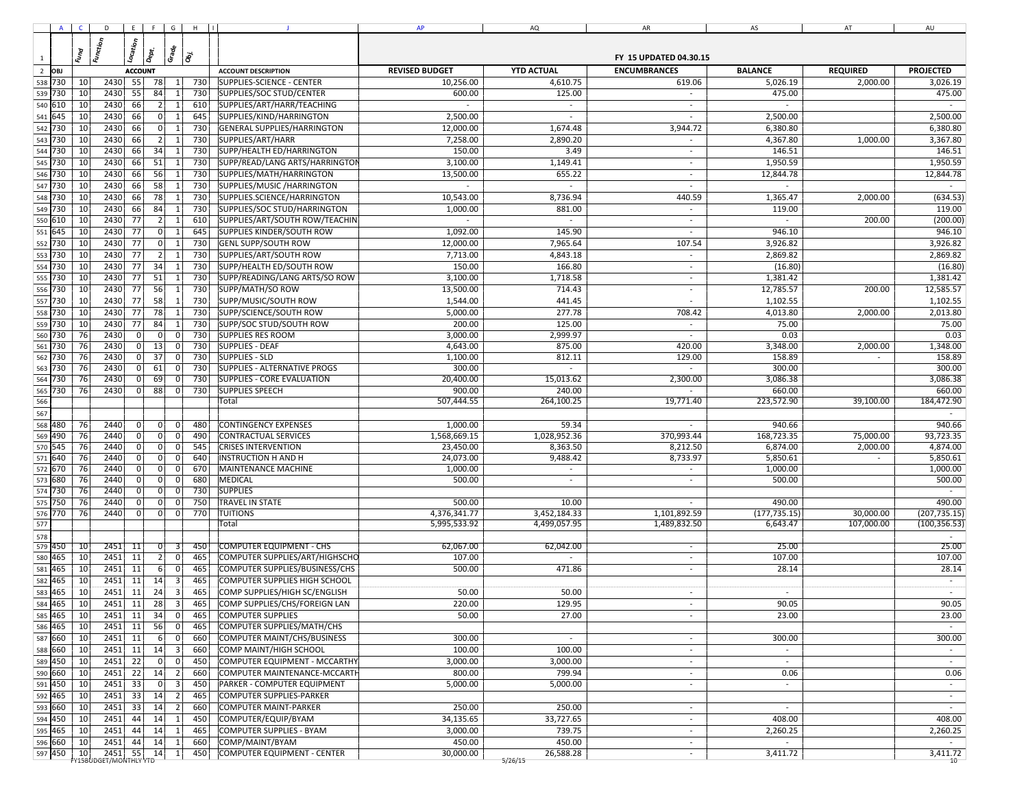| OBJ | Fund | Function | Location | Dept. | Grade | Obj. | ACCOUNT DESCRIPTION | REVISED BUDGET | YTD ACTUAL | ENCUMBRANCES | BALANCE | REQUIRED | PROJECTED |
|---|---|---|---|---|---|---|---|---|---|---|---|---|---|
| | | | | | | | | | | FY 15 UPDATED 04.30.15 | | | |
| 730 | 10 | 2430 | 55 | 78 | 1 | 730 | SUPPLIES-SCIENCE - CENTER | 10,256.00 | 4,610.75 | 619.06 | 5,026.19 | 2,000.00 | 3,026.19 |
| 730 | 10 | 2430 | 55 | 84 | 1 | 730 | SUPPLIES/SOC STUD/CENTER | 600.00 | 125.00 | - | 475.00 | | 475.00 |
| 610 | 10 | 2430 | 66 | 2 | 1 | 610 | SUPPLIES/ART/HARR/TEACHING | - | - | - | - | | - |
| 645 | 10 | 2430 | 66 | 0 | 1 | 645 | SUPPLIES/KIND/HARRINGTON | 2,500.00 | - | - | 2,500.00 | | 2,500.00 |
| 730 | 10 | 2430 | 66 | 0 | 1 | 730 | GENERAL SUPPLIES/HARRINGTON | 12,000.00 | 1,674.48 | 3,944.72 | 6,380.80 | | 6,380.80 |
| 730 | 10 | 2430 | 66 | 2 | 1 | 730 | SUPPLIES/ART/HARR | 7,258.00 | 2,890.20 | - | 4,367.80 | 1,000.00 | 3,367.80 |
| 730 | 10 | 2430 | 66 | 34 | 1 | 730 | SUPP/HEALTH ED/HARRINGTON | 150.00 | 3.49 | - | 146.51 | | 146.51 |
| 730 | 10 | 2430 | 66 | 51 | 1 | 730 | SUPP/READ/LANG ARTS/HARRINGTON | 3,100.00 | 1,149.41 | - | 1,950.59 | | 1,950.59 |
| 730 | 10 | 2430 | 66 | 56 | 1 | 730 | SUPPLIES/MATH/HARRINGTON | 13,500.00 | 655.22 | - | 12,844.78 | | 12,844.78 |
| 730 | 10 | 2430 | 66 | 58 | 1 | 730 | SUPPLIES/MUSIC /HARRINGTON | - | - | - | - | | - |
| 730 | 10 | 2430 | 66 | 78 | 1 | 730 | SUPPLIES.SCIENCE/HARRINGTON | 10,543.00 | 8,736.94 | 440.59 | 1,365.47 | 2,000.00 | (634.53) |
| 730 | 10 | 2430 | 66 | 84 | 1 | 730 | SUPPLIES/SOC STUD/HARRINGTON | 1,000.00 | 881.00 | - | 119.00 | | 119.00 |
| 610 | 10 | 2430 | 77 | 2 | 1 | 610 | SUPPLIES/ART/SOUTH ROW/TEACHIN | - | - | - | - | 200.00 | (200.00) |
| 645 | 10 | 2430 | 77 | 0 | 1 | 645 | SUPPLIES KINDER/SOUTH ROW | 1,092.00 | 145.90 | - | 946.10 | | 946.10 |
| 730 | 10 | 2430 | 77 | 0 | 1 | 730 | GENL SUPP/SOUTH ROW | 12,000.00 | 7,965.64 | 107.54 | 3,926.82 | | 3,926.82 |
| 730 | 10 | 2430 | 77 | 2 | 1 | 730 | SUPPLIES/ART/SOUTH ROW | 7,713.00 | 4,843.18 | - | 2,869.82 | | 2,869.82 |
| 730 | 10 | 2430 | 77 | 34 | 1 | 730 | SUPP/HEALTH ED/SOUTH ROW | 150.00 | 166.80 | - | (16.80) | | (16.80) |
| 730 | 10 | 2430 | 77 | 51 | 1 | 730 | SUPP/READING/LANG ARTS/SO ROW | 3,100.00 | 1,718.58 | - | 1,381.42 | | 1,381.42 |
| 730 | 10 | 2430 | 77 | 56 | 1 | 730 | SUPP/MATH/SO ROW | 13,500.00 | 714.43 | - | 12,785.57 | 200.00 | 12,585.57 |
| 730 | 10 | 2430 | 77 | 58 | 1 | 730 | SUPP/MUSIC/SOUTH ROW | 1,544.00 | 441.45 | - | 1,102.55 | | 1,102.55 |
| 730 | 10 | 2430 | 77 | 78 | 1 | 730 | SUPP/SCIENCE/SOUTH ROW | 5,000.00 | 277.78 | 708.42 | 4,013.80 | 2,000.00 | 2,013.80 |
| 730 | 10 | 2430 | 77 | 84 | 1 | 730 | SUPP/SOC STUD/SOUTH ROW | 200.00 | 125.00 | - | 75.00 | | 75.00 |
| 730 | 76 | 2430 | 0 | 0 | 0 | 730 | SUPPLIES RES ROOM | 3,000.00 | 2,999.97 | - | 0.03 | | 0.03 |
| 730 | 76 | 2430 | 0 | 13 | 0 | 730 | SUPPLIES - DEAF | 4,643.00 | 875.00 | 420.00 | 3,348.00 | 2,000.00 | 1,348.00 |
| 730 | 76 | 2430 | 0 | 37 | 0 | 730 | SUPPLIES - SLD | 1,100.00 | 812.11 | 129.00 | 158.89 | - | 158.89 |
| 730 | 76 | 2430 | 0 | 61 | 0 | 730 | SUPPLIES - ALTERNATIVE PROGS | 300.00 | - | - | 300.00 | | 300.00 |
| 730 | 76 | 2430 | 0 | 69 | 0 | 730 | SUPPLIES - CORE EVALUATION | 20,400.00 | 15,013.62 | 2,300.00 | 3,086.38 | | 3,086.38 |
| 730 | 76 | 2430 | 0 | 88 | 0 | 730 | SUPPLIES SPEECH | 900.00 | 240.00 | - | 660.00 | | 660.00 |
| | | | | | | | Total | 507,444.55 | 264,100.25 | 19,771.40 | 223,572.90 | 39,100.00 | 184,472.90 |
| | | | | | | | | | | | | | - |
| 480 | 76 | 2440 | 0 | 0 | 0 | 480 | CONTINGENCY EXPENSES | 1,000.00 | 59.34 | - | 940.66 | | 940.66 |
| 490 | 76 | 2440 | 0 | 0 | 0 | 490 | CONTRACTUAL SERVICES | 1,568,669.15 | 1,028,952.36 | 370,993.44 | 168,723.35 | 75,000.00 | 93,723.35 |
| 545 | 76 | 2440 | 0 | 0 | 0 | 545 | CRISES INTERVENTION | 23,450.00 | 8,363.50 | 8,212.50 | 6,874.00 | 2,000.00 | 4,874.00 |
| 640 | 76 | 2440 | 0 | 0 | 0 | 640 | INSTRUCTION H AND H | 24,073.00 | 9,488.42 | 8,733.97 | 5,850.61 | - | 5,850.61 |
| 670 | 76 | 2440 | 0 | 0 | 0 | 670 | MAINTENANCE MACHINE | 1,000.00 | - | - | 1,000.00 | | 1,000.00 |
| 680 | 76 | 2440 | 0 | 0 | 0 | 680 | MEDICAL | 500.00 | - | - | 500.00 | | 500.00 |
| 730 | 76 | 2440 | 0 | 0 | 0 | 730 | SUPPLIES | | | | | | - |
| 750 | 76 | 2440 | 0 | 0 | 0 | 750 | TRAVEL IN STATE | 500.00 | 10.00 | - | 490.00 | | 490.00 |
| 770 | 76 | 2440 | 0 | 0 | 0 | 770 | TUITIONS | 4,376,341.77 | 3,452,184.33 | 1,101,892.59 | (177,735.15) | 30,000.00 | (207,735.15) |
| | | | | | | | Total | 5,995,533.92 | 4,499,057.95 | 1,489,832.50 | 6,643.47 | 107,000.00 | (100,356.53) |
| | | | | | | | | | | | | | - |
| 450 | 10 | 2451 | 11 | 0 | 3 | 450 | COMPUTER EQUIPMENT - CHS | 62,067.00 | 62,042.00 | - | 25.00 | | 25.00 |
| 465 | 10 | 2451 | 11 | 2 | 0 | 465 | COMPUTER SUPPLIES/ART/HIGHSCHO | 107.00 | - | - | 107.00 | | 107.00 |
| 465 | 10 | 2451 | 11 | 6 | 0 | 465 | COMPUTER SUPPLIES/BUSINESS/CHS | 500.00 | 471.86 | - | 28.14 | | 28.14 |
| 465 | 10 | 2451 | 11 | 14 | 3 | 465 | COMPUTER SUPPLIES HIGH SCHOOL | | | | | | - |
| 465 | 10 | 2451 | 11 | 24 | 3 | 465 | COMP SUPPLIES/HIGH SC/ENGLISH | 50.00 | 50.00 | - | - | | - |
| 465 | 10 | 2451 | 11 | 28 | 3 | 465 | COMP SUPPLIES/CHS/FOREIGN LAN | 220.00 | 129.95 | - | 90.05 | | 90.05 |
| 465 | 10 | 2451 | 11 | 34 | 0 | 465 | COMPUTER SUPPLIES | 50.00 | 27.00 | - | 23.00 | | 23.00 |
| 465 | 10 | 2451 | 11 | 56 | 0 | 465 | COMPUTER SUPPLIES/MATH/CHS | | | | | | - |
| 660 | 10 | 2451 | 11 | 6 | 0 | 660 | COMPUTER MAINT/CHS/BUSINESS | 300.00 | - | - | 300.00 | | 300.00 |
| 660 | 10 | 2451 | 11 | 14 | 3 | 660 | COMP MAINT/HIGH SCHOOL | 100.00 | 100.00 | - | - | | - |
| 450 | 10 | 2451 | 22 | 0 | 0 | 450 | COMPUTER EQUIPMENT - MCCARTHY | 3,000.00 | 3,000.00 | - | - | | - |
| 660 | 10 | 2451 | 22 | 14 | 2 | 660 | COMPUTER MAINTENANCE-MCCARTH | 800.00 | 799.94 | - | 0.06 | | 0.06 |
| 450 | 10 | 2451 | 33 | 0 | 3 | 450 | PARKER - COMPUTER EQUIPMENT | 5,000.00 | 5,000.00 | - | - | | - |
| 465 | 10 | 2451 | 33 | 14 | 2 | 465 | COMPUTER SUPPLIES-PARKER | | | | | | - |
| 660 | 10 | 2451 | 33 | 14 | 2 | 660 | COMPUTER MAINT-PARKER | 250.00 | 250.00 | - | - | | - |
| 450 | 10 | 2451 | 44 | 14 | 1 | 450 | COMPUTER/EQUIP/BYAM | 34,135.65 | 33,727.65 | - | 408.00 | | 408.00 |
| 465 | 10 | 2451 | 44 | 14 | 1 | 465 | COMPUTER SUPPLIES - BYAM | 3,000.00 | 739.75 | - | 2,260.25 | | 2,260.25 |
| 660 | 10 | 2451 | 44 | 14 | 1 | 660 | COMP/MAINT/BYAM | 450.00 | 450.00 | - | - | | - |
| 450 | 10 | 2451 | 55 | 14 | 1 | 450 | COMPUTER EQUIPMENT - CENTER | 30,000.00 | 26,588.28 | - | 3,411.72 | | 3,411.72 |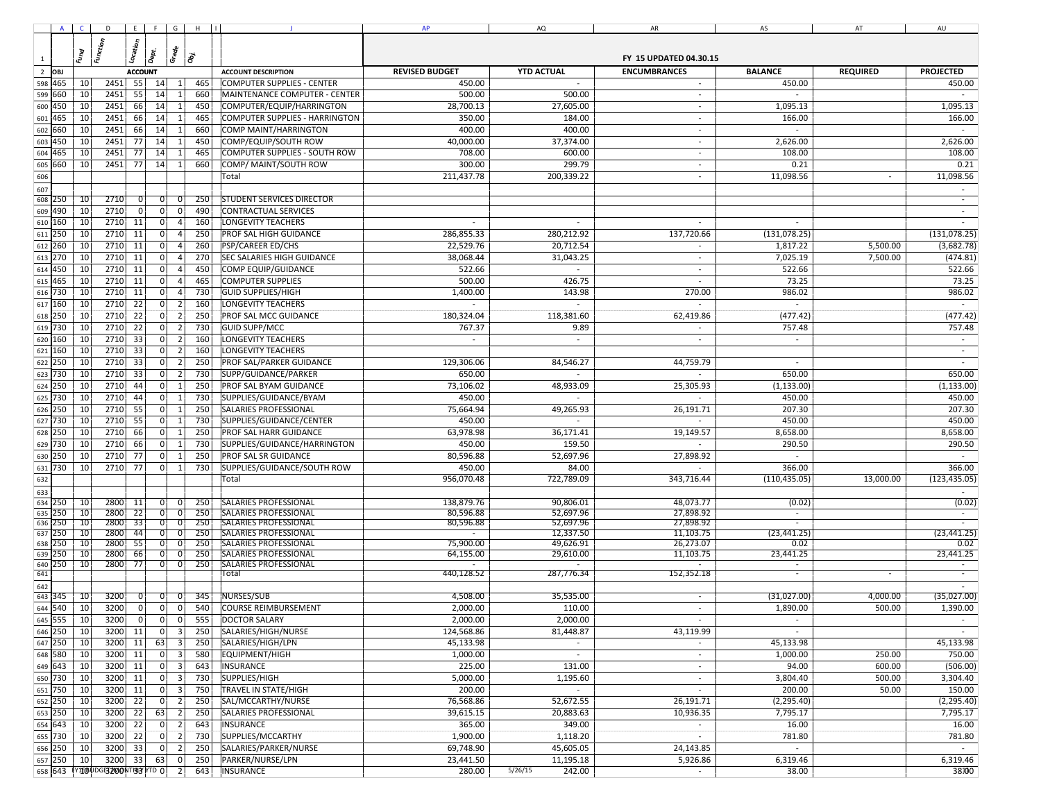| | A | C | D | E | F | G | H | I | J | AP | AQ | AR | AS | AT | AU |
|---|---|---|---|---|---|---|---|---|---|---|---|---|---|---|---|
| 1 | | Fund | Function | Location | Dept. | Grade | Obj. | | | FY 15 UPDATED 04.30.15 | | | | | |
| 2 | OBJ | | | ACCOUNT | | | | | ACCOUNT DESCRIPTION | REVISED BUDGET | YTD ACTUAL | ENCUMBRANCES | BALANCE | REQUIRED | PROJECTED |
| 598 | 465 | 10 | 2451 | 55 | 14 | 1 | 465 | | COMPUTER SUPPLIES - CENTER | 450.00 | - | - | 450.00 | | 450.00 |
| 599 | 660 | 10 | 2451 | 55 | 14 | 1 | 660 | | MAINTENANCE COMPUTER - CENTER | 500.00 | 500.00 | - | - | | - |
| 600 | 450 | 10 | 2451 | 66 | 14 | 1 | 450 | | COMPUTER/EQUIP/HARRINGTON | 28,700.13 | 27,605.00 | - | 1,095.13 | | 1,095.13 |
| 601 | 465 | 10 | 2451 | 66 | 14 | 1 | 465 | | COMPUTER SUPPLIES - HARRINGTON | 350.00 | 184.00 | - | 166.00 | | 166.00 |
| 602 | 660 | 10 | 2451 | 66 | 14 | 1 | 660 | | COMP MAINT/HARRINGTON | 400.00 | 400.00 | - | - | | - |
| 603 | 450 | 10 | 2451 | 77 | 14 | 1 | 450 | | COMP/EQUIP/SOUTH ROW | 40,000.00 | 37,374.00 | - | 2,626.00 | | 2,626.00 |
| 604 | 465 | 10 | 2451 | 77 | 14 | 1 | 465 | | COMPUTER SUPPLIES - SOUTH ROW | 708.00 | 600.00 | - | 108.00 | | 108.00 |
| 605 | 660 | 10 | 2451 | 77 | 14 | 1 | 660 | | COMP/ MAINT/SOUTH ROW | 300.00 | 299.79 | - | 0.21 | | 0.21 |
| 606 | | | | | | | | | Total | 211,437.78 | 200,339.22 | - | 11,098.56 | - | 11,098.56 |
| 607 | | | | | | | | | | | | | | | - |
| 608 | 250 | 10 | 2710 | 0 | 0 | 0 | 250 | | STUDENT SERVICES DIRECTOR | | | | | | - |
| 609 | 490 | 10 | 2710 | 0 | 0 | 0 | 490 | | CONTRACTUAL SERVICES | | | | | | - |
| 610 | 160 | 10 | 2710 | 11 | 0 | 4 | 160 | | LONGEVITY TEACHERS | - | - | - | - | | - |
| 611 | 250 | 10 | 2710 | 11 | 0 | 4 | 250 | | PROF SAL HIGH GUIDANCE | 286,855.33 | 280,212.92 | 137,720.66 | (131,078.25) | | (131,078.25) |
| 612 | 260 | 10 | 2710 | 11 | 0 | 4 | 260 | | PSP/CAREER ED/CHS | 22,529.76 | 20,712.54 | - | 1,817.22 | 5,500.00 | (3,682.78) |
| 613 | 270 | 10 | 2710 | 11 | 0 | 4 | 270 | | SEC SALARIES HIGH GUIDANCE | 38,068.44 | 31,043.25 | - | 7,025.19 | 7,500.00 | (474.81) |
| 614 | 450 | 10 | 2710 | 11 | 0 | 4 | 450 | | COMP EQUIP/GUIDANCE | 522.66 | - | - | 522.66 | | 522.66 |
| 615 | 465 | 10 | 2710 | 11 | 0 | 4 | 465 | | COMPUTER SUPPLIES | 500.00 | 426.75 | - | 73.25 | | 73.25 |
| 616 | 730 | 10 | 2710 | 11 | 0 | 4 | 730 | | GUID SUPPLIES/HIGH | 1,400.00 | 143.98 | 270.00 | 986.02 | | 986.02 |
| 617 | 160 | 10 | 2710 | 22 | 0 | 2 | 160 | | LONGEVITY TEACHERS | - | - | - | - | | - |
| 618 | 250 | 10 | 2710 | 22 | 0 | 2 | 250 | | PROF SAL MCC GUIDANCE | 180,324.04 | 118,381.60 | 62,419.86 | (477.42) | | (477.42) |
| 619 | 730 | 10 | 2710 | 22 | 0 | 2 | 730 | | GUID SUPP/MCC | 767.37 | 9.89 | - | 757.48 | | 757.48 |
| 620 | 160 | 10 | 2710 | 33 | 0 | 2 | 160 | | LONGEVITY TEACHERS | - | - | - | - | | - |
| 621 | 160 | 10 | 2710 | 33 | 0 | 2 | 160 | | LONGEVITY TEACHERS | | | | | | - |
| 622 | 250 | 10 | 2710 | 33 | 0 | 2 | 250 | | PROF SAL/PARKER GUIDANCE | 129,306.06 | 84,546.27 | 44,759.79 | - | | - |
| 623 | 730 | 10 | 2710 | 33 | 0 | 2 | 730 | | SUPP/GUIDANCE/PARKER | 650.00 | - | - | 650.00 | | 650.00 |
| 624 | 250 | 10 | 2710 | 44 | 0 | 1 | 250 | | PROF SAL BYAM GUIDANCE | 73,106.02 | 48,933.09 | 25,305.93 | (1,133.00) | | (1,133.00) |
| 625 | 730 | 10 | 2710 | 44 | 0 | 1 | 730 | | SUPPLIES/GUIDANCE/BYAM | 450.00 | - | - | 450.00 | | 450.00 |
| 626 | 250 | 10 | 2710 | 55 | 0 | 1 | 250 | | SALARIES PROFESSIONAL | 75,664.94 | 49,265.93 | 26,191.71 | 207.30 | | 207.30 |
| 627 | 730 | 10 | 2710 | 55 | 0 | 1 | 730 | | SUPPLIES/GUIDANCE/CENTER | 450.00 | - | - | 450.00 | | 450.00 |
| 628 | 250 | 10 | 2710 | 66 | 0 | 1 | 250 | | PROF SAL HARR GUIDANCE | 63,978.98 | 36,171.41 | 19,149.57 | 8,658.00 | | 8,658.00 |
| 629 | 730 | 10 | 2710 | 66 | 0 | 1 | 730 | | SUPPLIES/GUIDANCE/HARRINGTON | 450.00 | 159.50 | - | 290.50 | | 290.50 |
| 630 | 250 | 10 | 2710 | 77 | 0 | 1 | 250 | | PROF SAL SR GUIDANCE | 80,596.88 | 52,697.96 | 27,898.92 | - | | - |
| 631 | 730 | 10 | 2710 | 77 | 0 | 1 | 730 | | SUPPLIES/GUIDANCE/SOUTH ROW | 450.00 | 84.00 | - | 366.00 | | 366.00 |
| 632 | | | | | | | | | Total | 956,070.48 | 722,789.09 | 343,716.44 | (110,435.05) | 13,000.00 | (123,435.05) |
| 633 | | | | | | | | | | | | | | | - |
| 634 | 250 | 10 | 2800 | 11 | 0 | 0 | 250 | | SALARIES PROFESSIONAL | 138,879.76 | 90,806.01 | 48,073.77 | (0.02) | | (0.02) |
| 635 | 250 | 10 | 2800 | 22 | 0 | 0 | 250 | | SALARIES PROFESSIONAL | 80,596.88 | 52,697.96 | 27,898.92 | - | | - |
| 636 | 250 | 10 | 2800 | 33 | 0 | 0 | 250 | | SALARIES PROFESSIONAL | 80,596.88 | 52,697.96 | 27,898.92 | - | | - |
| 637 | 250 | 10 | 2800 | 44 | 0 | 0 | 250 | | SALARIES PROFESSIONAL | - | 12,337.50 | 11,103.75 | (23,441.25) | | (23,441.25) |
| 638 | 250 | 10 | 2800 | 55 | 0 | 0 | 250 | | SALARIES PROFESSIONAL | 75,900.00 | 49,626.91 | 26,273.07 | 0.02 | | 0.02 |
| 639 | 250 | 10 | 2800 | 66 | 0 | 0 | 250 | | SALARIES PROFESSIONAL | 64,155.00 | 29,610.00 | 11,103.75 | 23,441.25 | | 23,441.25 |
| 640 | 250 | 10 | 2800 | 77 | 0 | 0 | 250 | | SALARIES PROFESSIONAL | - | - | - | - | | - |
| 641 | | | | | | | | | Total | 440,128.52 | 287,776.34 | 152,352.18 | - | - | - |
| 642 | | | | | | | | | | | | | | | - |
| 643 | 345 | 10 | 3200 | 0 | 0 | 0 | 345 | | NURSES/SUB | 4,508.00 | 35,535.00 | - | (31,027.00) | 4,000.00 | (35,027.00) |
| 644 | 540 | 10 | 3200 | 0 | 0 | 0 | 540 | | COURSE REIMBURSEMENT | 2,000.00 | 110.00 | - | 1,890.00 | 500.00 | 1,390.00 |
| 645 | 555 | 10 | 3200 | 0 | 0 | 0 | 555 | | DOCTOR SALARY | 2,000.00 | 2,000.00 | - | - | | - |
| 646 | 250 | 10 | 3200 | 11 | 0 | 3 | 250 | | SALARIES/HIGH/NURSE | 124,568.86 | 81,448.87 | 43,119.99 | - | | - |
| 647 | 250 | 10 | 3200 | 11 | 63 | 3 | 250 | | SALARIES/HIGH/LPN | 45,133.98 | - | - | 45,133.98 | | 45,133.98 |
| 648 | 580 | 10 | 3200 | 11 | 0 | 3 | 580 | | EQUIPMENT/HIGH | 1,000.00 | - | - | 1,000.00 | 250.00 | 750.00 |
| 649 | 643 | 10 | 3200 | 11 | 0 | 3 | 643 | | INSURANCE | 225.00 | 131.00 | - | 94.00 | 600.00 | (506.00) |
| 650 | 730 | 10 | 3200 | 11 | 0 | 3 | 730 | | SUPPLIES/HIGH | 5,000.00 | 1,195.60 | - | 3,804.40 | 500.00 | 3,304.40 |
| 651 | 750 | 10 | 3200 | 11 | 0 | 3 | 750 | | TRAVEL IN STATE/HIGH | 200.00 | - | - | 200.00 | 50.00 | 150.00 |
| 652 | 250 | 10 | 3200 | 22 | 0 | 2 | 250 | | SAL/MCCARTHY/NURSE | 76,568.86 | 52,672.55 | 26,191.71 | (2,295.40) | | (2,295.40) |
| 653 | 250 | 10 | 3200 | 22 | 63 | 2 | 250 | | SALARIES PROFESSIONAL | 39,615.15 | 20,883.63 | 10,936.35 | 7,795.17 | | 7,795.17 |
| 654 | 643 | 10 | 3200 | 22 | 0 | 2 | 643 | | INSURANCE | 365.00 | 349.00 | - | 16.00 | | 16.00 |
| 655 | 730 | 10 | 3200 | 22 | 0 | 2 | 730 | | SUPPLIES/MCCARTHY | 1,900.00 | 1,118.20 | - | 781.80 | | 781.80 |
| 656 | 250 | 10 | 3200 | 33 | 0 | 2 | 250 | | SALARIES/PARKER/NURSE | 69,748.90 | 45,605.05 | 24,143.85 | - | | - |
| 657 | 250 | 10 | 3200 | 33 | 63 | 0 | 250 | | PARKER/NURSE/LPN | 23,441.50 | 11,195.18 | 5,926.86 | 6,319.46 | | 6,319.46 |
| 658 | 643 | 10 | 3200 | 33 | 0 | 2 | 643 | | INSURANCE | 280.00 | 242.00 | - | 38.00 | | 38.00 |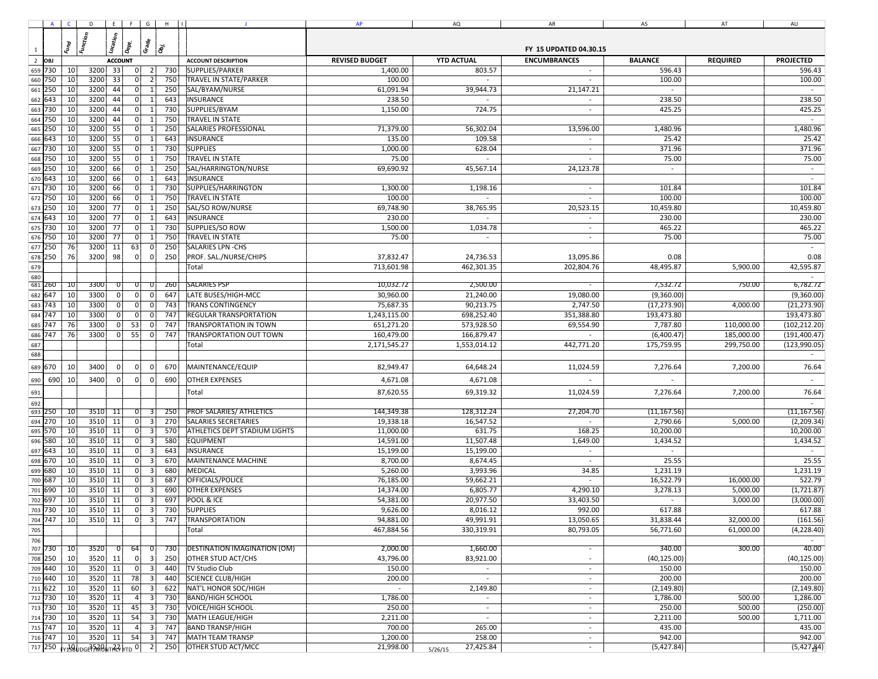| OBJ | Fund | Function | Location | Dept. | Grade | Obj. | ACCOUNT DESCRIPTION | REVISED BUDGET | YTD ACTUAL | ENCUMBRANCES | BALANCE | REQUIRED | PROJECTED |
|---|---|---|---|---|---|---|---|---|---|---|---|---|---|
| | | | | | | | | FY 15 UPDATED 04.30.15 | | | | | |
| 730 | 10 | 3200 | 33 | 0 | 2 | 730 | SUPPLIES/PARKER | 1,400.00 | 803.57 | - | 596.43 | | 596.43 |
| 750 | 10 | 3200 | 33 | 0 | 2 | 750 | TRAVEL IN STATE/PARKER | 100.00 | - | - | 100.00 | | 100.00 |
| 250 | 10 | 3200 | 44 | 0 | 1 | 250 | SAL/BYAM/NURSE | 61,091.94 | 39,944.73 | 21,147.21 | - | | - |
| 643 | 10 | 3200 | 44 | 0 | 1 | 643 | INSURANCE | 238.50 | - | - | 238.50 | | 238.50 |
| 730 | 10 | 3200 | 44 | 0 | 1 | 730 | SUPPLIES/BYAM | 1,150.00 | 724.75 | - | 425.25 | | 425.25 |
| 750 | 10 | 3200 | 44 | 0 | 1 | 750 | TRAVEL IN STATE | | | | | | - |
| 250 | 10 | 3200 | 55 | 0 | 1 | 250 | SALARIES PROFESSIONAL | 71,379.00 | 56,302.04 | 13,596.00 | 1,480.96 | | 1,480.96 |
| 643 | 10 | 3200 | 55 | 0 | 1 | 643 | INSURANCE | 135.00 | 109.58 | - | 25.42 | | 25.42 |
| 730 | 10 | 3200 | 55 | 0 | 1 | 730 | SUPPLIES | 1,000.00 | 628.04 | - | 371.96 | | 371.96 |
| 750 | 10 | 3200 | 55 | 0 | 1 | 750 | TRAVEL IN STATE | 75.00 | - | - | 75.00 | | 75.00 |
| 250 | 10 | 3200 | 66 | 0 | 1 | 250 | SAL/HARRINGTON/NURSE | 69,690.92 | 45,567.14 | 24,123.78 | - | | - |
| 643 | 10 | 3200 | 66 | 0 | 1 | 643 | INSURANCE | | | | | | - |
| 730 | 10 | 3200 | 66 | 0 | 1 | 730 | SUPPLIES/HARRINGTON | 1,300.00 | 1,198.16 | - | 101.84 | | 101.84 |
| 750 | 10 | 3200 | 66 | 0 | 1 | 750 | TRAVEL IN STATE | 100.00 | - | - | 100.00 | | 100.00 |
| 250 | 10 | 3200 | 77 | 0 | 1 | 250 | SAL/SO ROW/NURSE | 69,748.90 | 38,765.95 | 20,523.15 | 10,459.80 | | 10,459.80 |
| 643 | 10 | 3200 | 77 | 0 | 1 | 643 | INSURANCE | 230.00 | - | - | 230.00 | | 230.00 |
| 730 | 10 | 3200 | 77 | 0 | 1 | 730 | SUPPLIES/SO ROW | 1,500.00 | 1,034.78 | - | 465.22 | | 465.22 |
| 750 | 10 | 3200 | 77 | 0 | 1 | 750 | TRAVEL IN STATE | 75.00 | - | - | 75.00 | | 75.00 |
| 250 | 76 | 3200 | 11 | 63 | 0 | 250 | SALARIES LPN -CHS | | | | | | - |
| 250 | 76 | 3200 | 98 | 0 | 0 | 250 | PROF. SAL./NURSE/CHIPS | 37,832.47 | 24,736.53 | 13,095.86 | 0.08 | | 0.08 |
| | | | | | | | Total | 713,601.98 | 462,301.35 | 202,804.76 | 48,495.87 | 5,900.00 | 42,595.87 |
| | | | | | | | | | | | | | - |
| 260 | 10 | 3300 | 0 | 0 | 0 | 260 | SALARIES PSP | 10,032.72 | 2,500.00 | - | 7,532.72 | 750.00 | 6,782.72 |
| 647 | 10 | 3300 | 0 | 0 | 0 | 647 | LATE BUSES/HIGH-MCC | 30,960.00 | 21,240.00 | 19,080.00 | (9,360.00) | | (9,360.00) |
| 743 | 10 | 3300 | 0 | 0 | 0 | 743 | TRANS CONTINGENCY | 75,687.35 | 90,213.75 | 2,747.50 | (17,273.90) | 4,000.00 | (21,273.90) |
| 747 | 10 | 3300 | 0 | 0 | 0 | 747 | REGULAR TRANSPORTATION | 1,243,115.00 | 698,252.40 | 351,388.80 | 193,473.80 | | 193,473.80 |
| 747 | 76 | 3300 | 0 | 53 | 0 | 747 | TRANSPORTATION IN TOWN | 651,271.20 | 573,928.50 | 69,554.90 | 7,787.80 | 110,000.00 | (102,212.20) |
| 747 | 76 | 3300 | 0 | 55 | 0 | 747 | TRANSPORTATION OUT TOWN | 160,479.00 | 166,879.47 | - | (6,400.47) | 185,000.00 | (191,400.47) |
| | | | | | | | Total | 2,171,545.27 | 1,553,014.12 | 442,771.20 | 175,759.95 | 299,750.00 | (123,990.05) |
| | | | | | | | | | | | | | - |
| 670 | 10 | 3400 | 0 | 0 | 0 | 670 | MAINTENANCE/EQUIP | 82,949.47 | 64,648.24 | 11,024.59 | 7,276.64 | 7,200.00 | 76.64 |
| 690 | 10 | 3400 | 0 | 0 | 0 | 690 | OTHER EXPENSES | 4,671.08 | 4,671.08 | | - | | - |
| | | | | | | | Total | 87,620.55 | 69,319.32 | 11,024.59 | 7,276.64 | 7,200.00 | 76.64 |
| | | | | | | | | | | | | | - |
| 250 | 10 | 3510 | 11 | 0 | 3 | 250 | PROF SALARIES/ ATHLETICS | 144,349.38 | 128,312.24 | 27,204.70 | (11,167.56) | | (11,167.56) |
| 270 | 10 | 3510 | 11 | 0 | 3 | 270 | SALARIES SECRETARIES | 19,338.18 | 16,547.52 | - | 2,790.66 | 5,000.00 | (2,209.34) |
| 570 | 10 | 3510 | 11 | 0 | 3 | 570 | ATHLETICS DEPT STADIUM LIGHTS | 11,000.00 | 631.75 | 168.25 | 10,200.00 | | 10,200.00 |
| 580 | 10 | 3510 | 11 | 0 | 3 | 580 | EQUIPMENT | 14,591.00 | 11,507.48 | 1,649.00 | 1,434.52 | | 1,434.52 |
| 643 | 10 | 3510 | 11 | 0 | 3 | 643 | INSURANCE | 15,199.00 | 15,199.00 | - | - | | - |
| 670 | 10 | 3510 | 11 | 0 | 3 | 670 | MAINTENANCE MACHINE | 8,700.00 | 8,674.45 | - | 25.55 | | 25.55 |
| 680 | 10 | 3510 | 11 | 0 | 3 | 680 | MEDICAL | 5,260.00 | 3,993.96 | 34.85 | 1,231.19 | | 1,231.19 |
| 687 | 10 | 3510 | 11 | 0 | 3 | 687 | OFFICIALS/POLICE | 76,185.00 | 59,662.21 | - | 16,522.79 | 16,000.00 | 522.79 |
| 690 | 10 | 3510 | 11 | 0 | 3 | 690 | OTHER EXPENSES | 14,374.00 | 6,805.77 | 4,290.10 | 3,278.13 | 5,000.00 | (1,721.87) |
| 697 | 10 | 3510 | 11 | 0 | 3 | 697 | POOL & ICE | 54,381.00 | 20,977.50 | 33,403.50 | - | 3,000.00 | (3,000.00) |
| 730 | 10 | 3510 | 11 | 0 | 3 | 730 | SUPPLIES | 9,626.00 | 8,016.12 | 992.00 | 617.88 | | 617.88 |
| 747 | 10 | 3510 | 11 | 0 | 3 | 747 | TRANSPORTATION | 94,881.00 | 49,991.91 | 13,050.65 | 31,838.44 | 32,000.00 | (161.56) |
| | | | | | | | Total | 467,884.56 | 330,319.91 | 80,793.05 | 56,771.60 | 61,000.00 | (4,228.40) |
| | | | | | | | | | | | | | - |
| 730 | 10 | 3520 | 0 | 64 | 0 | 730 | DESTINATION IMAGINATION (OM) | 2,000.00 | 1,660.00 | - | 340.00 | 300.00 | 40.00 |
| 250 | 10 | 3520 | 11 | 0 | 3 | 250 | OTHER STUD ACT/CHS | 43,796.00 | 83,921.00 | - | (40,125.00) | | (40,125.00) |
| 440 | 10 | 3520 | 11 | 0 | 3 | 440 | TV Studio Club | 150.00 | - | - | 150.00 | | 150.00 |
| 440 | 10 | 3520 | 11 | 78 | 3 | 440 | SCIENCE CLUB/HIGH | 200.00 | - | - | 200.00 | | 200.00 |
| 622 | 10 | 3520 | 11 | 60 | 3 | 622 | NAT'L HONOR SOC/HIGH | - | 2,149.80 | - | (2,149.80) | | (2,149.80) |
| 730 | 10 | 3520 | 11 | 4 | 3 | 730 | BAND/HIGH SCHOOL | 1,786.00 | - | - | 1,786.00 | 500.00 | 1,286.00 |
| 730 | 10 | 3520 | 11 | 45 | 3 | 730 | VOICE/HIGH SCHOOL | 250.00 | - | - | 250.00 | 500.00 | (250.00) |
| 730 | 10 | 3520 | 11 | 54 | 3 | 730 | MATH LEAGUE/HIGH | 2,211.00 | - | - | 2,211.00 | 500.00 | 1,711.00 |
| 747 | 10 | 3520 | 11 | 4 | 3 | 747 | BAND TRANSP/HIGH | 700.00 | 265.00 | - | 435.00 | | 435.00 |
| 747 | 10 | 3520 | 11 | 54 | 3 | 747 | MATH TEAM TRANSP | 1,200.00 | 258.00 | - | 942.00 | | 942.00 |
| 250 | 10 | 3520 | 22 | 0 | 2 | 250 | OTHER STUD ACT/MCC | 21,998.00 | 27,425.84 | - | (5,427.84) | | (5,427.84) |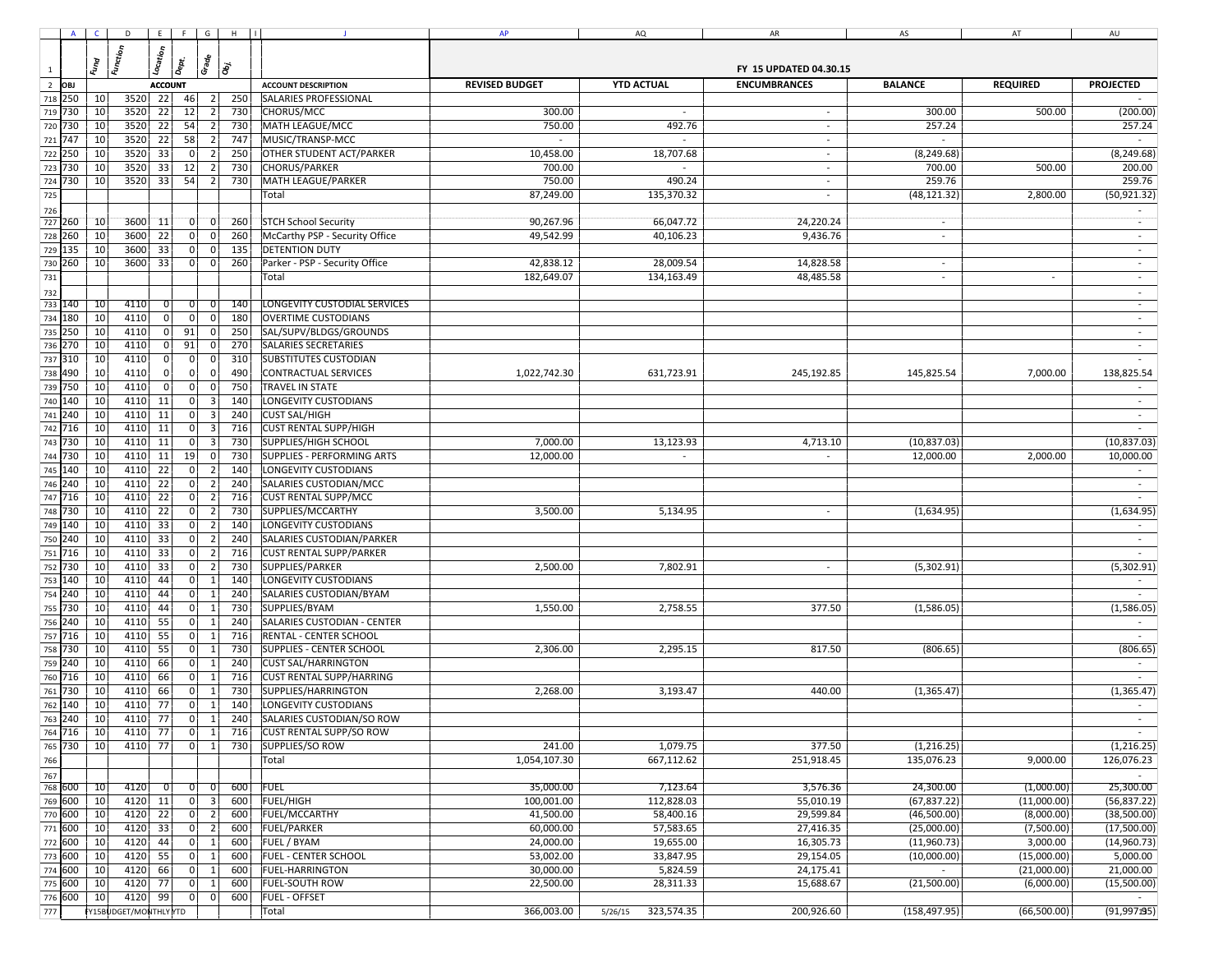| | A | C | D | E | F | G | H | I | J | AP | AQ | AR | AS | AT | AU |
|---|---|---|---|---|---|---|---|---|---|---|---|---|---|---|---|
| 1 | | Fund | Function | Location | Dept. | Grade | Obj. | | | FY 15 UPDATED 04.30.15 | | | | | |
| 2 | OBJ | | | ACCOUNT | | | | | ACCOUNT DESCRIPTION | REVISED BUDGET | YTD ACTUAL | ENCUMBRANCES | BALANCE | REQUIRED | PROJECTED |
| 718 | 250 | 10 | 3520 | 22 | 46 | 2 | 250 | | SALARIES PROFESSIONAL | | | | | | - |
| 719 | 730 | 10 | 3520 | 22 | 12 | 2 | 730 | | CHORUS/MCC | 300.00 | - | - | 300.00 | 500.00 | (200.00) |
| 720 | 730 | 10 | 3520 | 22 | 54 | 2 | 730 | | MATH LEAGUE/MCC | 750.00 | 492.76 | - | 257.24 | | 257.24 |
| 721 | 747 | 10 | 3520 | 22 | 58 | 2 | 747 | | MUSIC/TRANSP-MCC | - | - | - | - | | - |
| 722 | 250 | 10 | 3520 | 33 | 0 | 2 | 250 | | OTHER STUDENT ACT/PARKER | 10,458.00 | 18,707.68 | - | (8,249.68) | | (8,249.68) |
| 723 | 730 | 10 | 3520 | 33 | 12 | 2 | 730 | | CHORUS/PARKER | 700.00 | - | - | 700.00 | 500.00 | 200.00 |
| 724 | 730 | 10 | 3520 | 33 | 54 | 2 | 730 | | MATH LEAGUE/PARKER | 750.00 | 490.24 | - | 259.76 | | 259.76 |
| 725 | | | | | | | | | Total | 87,249.00 | 135,370.32 | - | (48,121.32) | 2,800.00 | (50,921.32) |
| 726 | | | | | | | | | | | | | | | - |
| 727 | 260 | 10 | 3600 | 11 | 0 | 0 | 260 | | STCH School Security | 90,267.96 | 66,047.72 | 24,220.24 | - | | - |
| 728 | 260 | 10 | 3600 | 22 | 0 | 0 | 260 | | McCarthy PSP - Security Office | 49,542.99 | 40,106.23 | 9,436.76 | - | | - |
| 729 | 135 | 10 | 3600 | 33 | 0 | 0 | 135 | | DETENTION DUTY | | | | | | - |
| 730 | 260 | 10 | 3600 | 33 | 0 | 0 | 260 | | Parker - PSP - Security Office | 42,838.12 | 28,009.54 | 14,828.58 | - | | - |
| 731 | | | | | | | | | Total | 182,649.07 | 134,163.49 | 48,485.58 | - | - | - |
| 732 | | | | | | | | | | | | | | | - |
| 733 | 140 | 10 | 4110 | 0 | 0 | 0 | 140 | | LONGEVITY CUSTODIAL SERVICES | | | | | | - |
| 734 | 180 | 10 | 4110 | 0 | 0 | 0 | 180 | | OVERTIME CUSTODIANS | | | | | | - |
| 735 | 250 | 10 | 4110 | 0 | 91 | 0 | 250 | | SAL/SUPV/BLDGS/GROUNDS | | | | | | - |
| 736 | 270 | 10 | 4110 | 0 | 91 | 0 | 270 | | SALARIES SECRETARIES | | | | | | - |
| 737 | 310 | 10 | 4110 | 0 | 0 | 0 | 310 | | SUBSTITUTES CUSTODIAN | | | | | | - |
| 738 | 490 | 10 | 4110 | 0 | 0 | 0 | 490 | | CONTRACTUAL SERVICES | 1,022,742.30 | 631,723.91 | 245,192.85 | 145,825.54 | 7,000.00 | 138,825.54 |
| 739 | 750 | 10 | 4110 | 0 | 0 | 0 | 750 | | TRAVEL IN STATE | | | | | | - |
| 740 | 140 | 10 | 4110 | 11 | 0 | 3 | 140 | | LONGEVITY CUSTODIANS | | | | | | - |
| 741 | 240 | 10 | 4110 | 11 | 0 | 3 | 240 | | CUST SAL/HIGH | | | | | | - |
| 742 | 716 | 10 | 4110 | 11 | 0 | 3 | 716 | | CUST RENTAL SUPP/HIGH | | | | | | - |
| 743 | 730 | 10 | 4110 | 11 | 0 | 3 | 730 | | SUPPLIES/HIGH SCHOOL | 7,000.00 | 13,123.93 | 4,713.10 | (10,837.03) | | (10,837.03) |
| 744 | 730 | 10 | 4110 | 11 | 19 | 0 | 730 | | SUPPLIES - PERFORMING ARTS | 12,000.00 | - | - | 12,000.00 | 2,000.00 | 10,000.00 |
| 745 | 140 | 10 | 4110 | 22 | 0 | 2 | 140 | | LONGEVITY CUSTODIANS | | | | | | - |
| 746 | 240 | 10 | 4110 | 22 | 0 | 2 | 240 | | SALARIES CUSTODIAN/MCC | | | | | | - |
| 747 | 716 | 10 | 4110 | 22 | 0 | 2 | 716 | | CUST RENTAL SUPP/MCC | | | | | | - |
| 748 | 730 | 10 | 4110 | 22 | 0 | 2 | 730 | | SUPPLIES/MCCARTHY | 3,500.00 | 5,134.95 | - | (1,634.95) | | (1,634.95) |
| 749 | 140 | 10 | 4110 | 33 | 0 | 2 | 140 | | LONGEVITY CUSTODIANS | | | | | | - |
| 750 | 240 | 10 | 4110 | 33 | 0 | 2 | 240 | | SALARIES CUSTODIAN/PARKER | | | | | | - |
| 751 | 716 | 10 | 4110 | 33 | 0 | 2 | 716 | | CUST RENTAL SUPP/PARKER | | | | | | - |
| 752 | 730 | 10 | 4110 | 33 | 0 | 2 | 730 | | SUPPLIES/PARKER | 2,500.00 | 7,802.91 | - | (5,302.91) | | (5,302.91) |
| 753 | 140 | 10 | 4110 | 44 | 0 | 1 | 140 | | LONGEVITY CUSTODIANS | | | | | | - |
| 754 | 240 | 10 | 4110 | 44 | 0 | 1 | 240 | | SALARIES CUSTODIAN/BYAM | | | | | | - |
| 755 | 730 | 10 | 4110 | 44 | 0 | 1 | 730 | | SUPPLIES/BYAM | 1,550.00 | 2,758.55 | 377.50 | (1,586.05) | | (1,586.05) |
| 756 | 240 | 10 | 4110 | 55 | 0 | 1 | 240 | | SALARIES CUSTODIAN - CENTER | | | | | | - |
| 757 | 716 | 10 | 4110 | 55 | 0 | 1 | 716 | | RENTAL - CENTER SCHOOL | | | | | | - |
| 758 | 730 | 10 | 4110 | 55 | 0 | 1 | 730 | | SUPPLIES - CENTER SCHOOL | 2,306.00 | 2,295.15 | 817.50 | (806.65) | | (806.65) |
| 759 | 240 | 10 | 4110 | 66 | 0 | 1 | 240 | | CUST SAL/HARRINGTON | | | | | | - |
| 760 | 716 | 10 | 4110 | 66 | 0 | 1 | 716 | | CUST RENTAL SUPP/HARRING | | | | | | - |
| 761 | 730 | 10 | 4110 | 66 | 0 | 1 | 730 | | SUPPLIES/HARRINGTON | 2,268.00 | 3,193.47 | 440.00 | (1,365.47) | | (1,365.47) |
| 762 | 140 | 10 | 4110 | 77 | 0 | 1 | 140 | | LONGEVITY CUSTODIANS | | | | | | - |
| 763 | 240 | 10 | 4110 | 77 | 0 | 1 | 240 | | SALARIES CUSTODIAN/SO ROW | | | | | | - |
| 764 | 716 | 10 | 4110 | 77 | 0 | 1 | 716 | | CUST RENTAL SUPP/SO ROW | | | | | | - |
| 765 | 730 | 10 | 4110 | 77 | 0 | 1 | 730 | | SUPPLIES/SO ROW | 241.00 | 1,079.75 | 377.50 | (1,216.25) | | (1,216.25) |
| 766 | | | | | | | | | Total | 1,054,107.30 | 667,112.62 | 251,918.45 | 135,076.23 | 9,000.00 | 126,076.23 |
| 767 | | | | | | | | | | | | | | | - |
| 768 | 600 | 10 | 4120 | 0 | 0 | 0 | 600 | | FUEL | 35,000.00 | 7,123.64 | 3,576.36 | 24,300.00 | (1,000.00) | 25,300.00 |
| 769 | 600 | 10 | 4120 | 11 | 0 | 3 | 600 | | FUEL/HIGH | 100,001.00 | 112,828.03 | 55,010.19 | (67,837.22) | (11,000.00) | (56,837.22) |
| 770 | 600 | 10 | 4120 | 22 | 0 | 2 | 600 | | FUEL/MCCARTHY | 41,500.00 | 58,400.16 | 29,599.84 | (46,500.00) | (8,000.00) | (38,500.00) |
| 771 | 600 | 10 | 4120 | 33 | 0 | 2 | 600 | | FUEL/PARKER | 60,000.00 | 57,583.65 | 27,416.35 | (25,000.00) | (7,500.00) | (17,500.00) |
| 772 | 600 | 10 | 4120 | 44 | 0 | 1 | 600 | | FUEL / BYAM | 24,000.00 | 19,655.00 | 16,305.73 | (11,960.73) | 3,000.00 | (14,960.73) |
| 773 | 600 | 10 | 4120 | 55 | 0 | 1 | 600 | | FUEL - CENTER SCHOOL | 53,002.00 | 33,847.95 | 29,154.05 | (10,000.00) | (15,000.00) | 5,000.00 |
| 774 | 600 | 10 | 4120 | 66 | 0 | 1 | 600 | | FUEL-HARRINGTON | 30,000.00 | 5,824.59 | 24,175.41 | - | (21,000.00) | 21,000.00 |
| 775 | 600 | 10 | 4120 | 77 | 0 | 1 | 600 | | FUEL-SOUTH ROW | 22,500.00 | 28,311.33 | 15,688.67 | (21,500.00) | (6,000.00) | (15,500.00) |
| 776 | 600 | 10 | 4120 | 99 | 0 | 0 | 600 | | FUEL - OFFSET | | | | | | - |
| 777 | | FY15BUDGET/MONTHLY YTD | | | | | | | Total | 366,003.00 | 5/26/15 323,574.35 | 200,926.60 | (158,497.95) | (66,500.00) | (91,997.95) |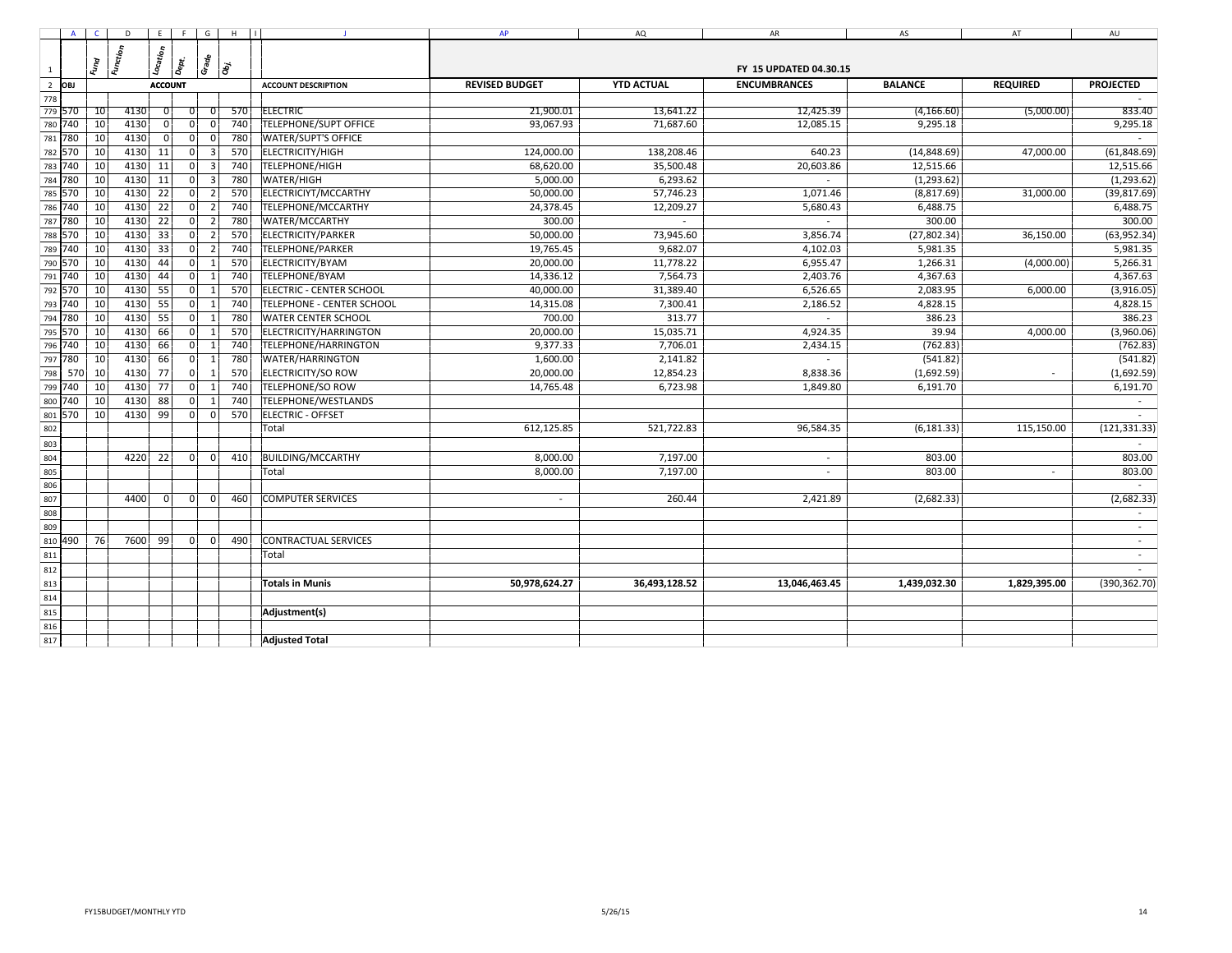| | A | C | D | E | F | G | H | I | J | AP | AQ | AR | AS | AT | AU |
|---|---|---|---|---|---|---|---|---|---|---|---|---|---|---|---|
| 1 | | Fund | Function | Location | Dept. | Grade | Obj. | | | | | FY 15 UPDATED 04.30.15 | | | |
| 2 | OBJ | | | ACCOUNT | | | | | ACCOUNT DESCRIPTION | REVISED BUDGET | YTD ACTUAL | ENCUMBRANCES | BALANCE | REQUIRED | PROJECTED |
| 778 | | | | | | | | | | | | | | | - |
| 779 | 570 | 10 | 4130 | 0 | 0 | 0 | 570 | | ELECTRIC | 21,900.01 | 13,641.22 | 12,425.39 | (4,166.60) | (5,000.00) | 833.40 |
| 780 | 740 | 10 | 4130 | 0 | 0 | 0 | 740 | | TELEPHONE/SUPT OFFICE | 93,067.93 | 71,687.60 | 12,085.15 | 9,295.18 | | 9,295.18 |
| 781 | 780 | 10 | 4130 | 0 | 0 | 0 | 780 | | WATER/SUPT'S OFFICE | | | | | | - |
| 782 | 570 | 10 | 4130 | 11 | 0 | 3 | 570 | | ELECTRICITY/HIGH | 124,000.00 | 138,208.46 | 640.23 | (14,848.69) | 47,000.00 | (61,848.69) |
| 783 | 740 | 10 | 4130 | 11 | 0 | 3 | 740 | | TELEPHONE/HIGH | 68,620.00 | 35,500.48 | 20,603.86 | 12,515.66 | | 12,515.66 |
| 784 | 780 | 10 | 4130 | 11 | 0 | 3 | 780 | | WATER/HIGH | 5,000.00 | 6,293.62 | - | (1,293.62) | | (1,293.62) |
| 785 | 570 | 10 | 4130 | 22 | 0 | 2 | 570 | | ELECTRICIYT/MCCARTHY | 50,000.00 | 57,746.23 | 1,071.46 | (8,817.69) | 31,000.00 | (39,817.69) |
| 786 | 740 | 10 | 4130 | 22 | 0 | 2 | 740 | | TELEPHONE/MCCARTHY | 24,378.45 | 12,209.27 | 5,680.43 | 6,488.75 | | 6,488.75 |
| 787 | 780 | 10 | 4130 | 22 | 0 | 2 | 780 | | WATER/MCCARTHY | 300.00 | - | - | 300.00 | | 300.00 |
| 788 | 570 | 10 | 4130 | 33 | 0 | 2 | 570 | | ELECTRICITY/PARKER | 50,000.00 | 73,945.60 | 3,856.74 | (27,802.34) | 36,150.00 | (63,952.34) |
| 789 | 740 | 10 | 4130 | 33 | 0 | 2 | 740 | | TELEPHONE/PARKER | 19,765.45 | 9,682.07 | 4,102.03 | 5,981.35 | | 5,981.35 |
| 790 | 570 | 10 | 4130 | 44 | 0 | 1 | 570 | | ELECTRICITY/BYAM | 20,000.00 | 11,778.22 | 6,955.47 | 1,266.31 | (4,000.00) | 5,266.31 |
| 791 | 740 | 10 | 4130 | 44 | 0 | 1 | 740 | | TELEPHONE/BYAM | 14,336.12 | 7,564.73 | 2,403.76 | 4,367.63 | | 4,367.63 |
| 792 | 570 | 10 | 4130 | 55 | 0 | 1 | 570 | | ELECTRIC - CENTER SCHOOL | 40,000.00 | 31,389.40 | 6,526.65 | 2,083.95 | 6,000.00 | (3,916.05) |
| 793 | 740 | 10 | 4130 | 55 | 0 | 1 | 740 | | TELEPHONE - CENTER SCHOOL | 14,315.08 | 7,300.41 | 2,186.52 | 4,828.15 | | 4,828.15 |
| 794 | 780 | 10 | 4130 | 55 | 0 | 1 | 780 | | WATER CENTER SCHOOL | 700.00 | 313.77 | - | 386.23 | | 386.23 |
| 795 | 570 | 10 | 4130 | 66 | 0 | 1 | 570 | | ELECTRICITY/HARRINGTON | 20,000.00 | 15,035.71 | 4,924.35 | 39.94 | 4,000.00 | (3,960.06) |
| 796 | 740 | 10 | 4130 | 66 | 0 | 1 | 740 | | TELEPHONE/HARRINGTON | 9,377.33 | 7,706.01 | 2,434.15 | (762.83) | | (762.83) |
| 797 | 780 | 10 | 4130 | 66 | 0 | 1 | 780 | | WATER/HARRINGTON | 1,600.00 | 2,141.82 | - | (541.82) | | (541.82) |
| 798 | 570 | 10 | 4130 | 77 | 0 | 1 | 570 | | ELECTRICITY/SO ROW | 20,000.00 | 12,854.23 | 8,838.36 | (1,692.59) | - | (1,692.59) |
| 799 | 740 | 10 | 4130 | 77 | 0 | 1 | 740 | | TELEPHONE/SO ROW | 14,765.48 | 6,723.98 | 1,849.80 | 6,191.70 | | 6,191.70 |
| 800 | 740 | 10 | 4130 | 88 | 0 | 1 | 740 | | TELEPHONE/WESTLANDS | | | | | | - |
| 801 | 570 | 10 | 4130 | 99 | 0 | 0 | 570 | | ELECTRIC - OFFSET | | | | | | - |
| 802 | | | | | | | | | Total | 612,125.85 | 521,722.83 | 96,584.35 | (6,181.33) | 115,150.00 | (121,331.33) |
| 803 | | | | | | | | | | | | | | | - |
| 804 | | | 4220 | 22 | 0 | 0 | 410 | | BUILDING/MCCARTHY | 8,000.00 | 7,197.00 | - | 803.00 | | 803.00 |
| 805 | | | | | | | | | Total | 8,000.00 | 7,197.00 | - | 803.00 | - | 803.00 |
| 806 | | | | | | | | | | | | | | | - |
| 807 | | | 4400 | 0 | 0 | 0 | 460 | | COMPUTER SERVICES | - | 260.44 | 2,421.89 | (2,682.33) | | (2,682.33) |
| 808 | | | | | | | | | | | | | | | - |
| 809 | | | | | | | | | | | | | | | - |
| 810 | 490 | 76 | 7600 | 99 | 0 | 0 | 490 | | CONTRACTUAL SERVICES | | | | | | - |
| 811 | | | | | | | | | Total | | | | | | - |
| 812 | | | | | | | | | | | | | | | - |
| 813 | | | | | | | | | **Totals in Munis** | **50,978,624.27** | **36,493,128.52** | **13,046,463.45** | **1,439,032.30** | **1,829,395.00** | **(390,362.70)** |
| 814 | | | | | | | | | | | | | | | |
| 815 | | | | | | | | | **Adjustment(s)** | | | | | | |
| 816 | | | | | | | | | | | | | | | |
| 817 | | | | | | | | | **Adjusted Total** | | | | | | |

FY15BUDGET/MONTHLY YTD 5/26/15